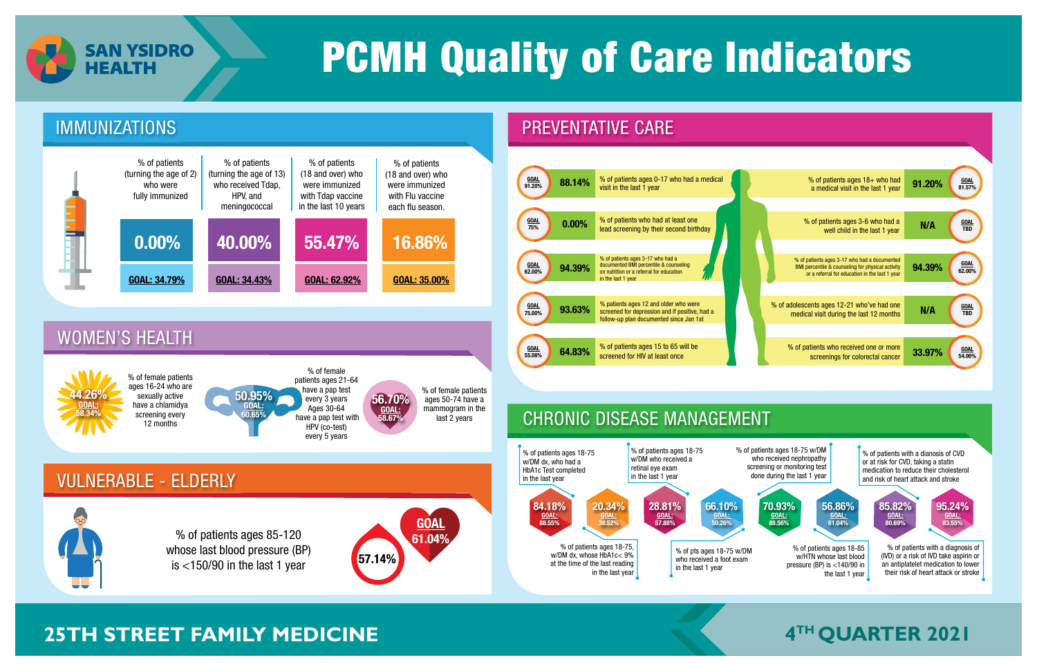# SAN YSIDRO HEALTH

# PCMH Quality of Care Indicators

## IMMUNIZATIONS

| % of patients (turning the age of 2) who were fully immunized | % of patients (turning the age of 13) who received Tdap, HPV, and meningococcal | % of patients (18 and over) who were immunized with Tdap vaccine in the last 10 years | % of patients (18 and over) who were immunized with Flu vaccine each flu season. |
|---|---|---|---|
| 0.00% | 40.00% | 55.47% | 16.86% |
| GOAL: 34.79% | GOAL: 34.43% | GOAL: 62.92% | GOAL: 35.00% |

## WOMEN'S HEALTH

- **44.26%** (GOAL: 58.34%) — % of female patients ages 16-24 who are sexually active have a chlamidya screening every 12 months
- **50.95%** (GOAL: 60.65%) — % of female patients ages 21-64 have a pap test every 3 years Ages 30-64 have a pap test with HPV (co-test) every 5 years
- **56.70%** (GOAL: 58.67%) — % of female patients ages 50-74 have a mammogram in the last 2 years

## VULNERABLE - ELDERLY

% of patients ages 85-120 whose last blood pressure (BP) is <150/90 in the last 1 year

**57.14%** — GOAL 61.04%

## PREVENTATIVE CARE

| Goal | Result | Indicator |
|---|---|---|
| 91.20% | 88.14% | % of patients ages 0-17 who had a medical visit in the last 1 year |
| 75% | 0.00% | % of patients who had at least one lead screening by their second birthday |
| 62.00% | 94.39% | % of patients ages 3-17 who had a documented BMI percentile & counseling on nutrition or a referral for education in the last 1 year |
| 75.00% | 93.63% | % patients ages 12 and older who were screened for depression and if positive, had a follow-up plan documented since Jan 1st |
| 55.08% | 64.83% | % of patients ages 15 to 65 will be screened for HIV at least once |
| 81.57% | 91.20% | % of patients ages 18+ who had a medical visit in the last 1 year |
| TBD | N/A | % of patients ages 3-6 who had a well child in the last 1 year |
| 62.00% | 94.39% | % of patients ages 3-17 who had a documented BMI percentile & counseling for physical activity or a referral for education in the last 1 year |
| TBD | N/A | % of adolescents ages 12-21 who've had one medical visit during the last 12 months |
| 54.00% | 33.97% | % of patients who received one or more screenings for colorectal cancer |

## CHRONIC DISEASE MANAGEMENT

| Indicator | Result | Goal |
|---|---|---|
| % of patients ages 18-75 w/DM dx, who had a HbA1c Test completed in the last year | 84.18% | 88.55% |
| % of patients ages 18-75, w/DM dx, whose HbA1c< 9% at the time of the last reading in the last year | 20.34% | 38.52% |
| % of patients ages 18-75 w/DM who received a retinal eye exam in the last 1 year | 28.81% | 57.88% |
| % of pts ages 18-75 w/DM who received a foot exam in the last 1 year | 66.10% | 50.26% |
| % of patients ages 18-75 w/DM who received nephropathy screening or monitoring test done during the last 1 year | 70.93% | 88.56% |
| % of patients ages 18-85 w/HTN whose last blood pressure (BP) is <140/90 in the last 1 year | 56.86% | 61.04% |
| % of patients with a dianosis of CVD or at risk for CVD, taking a statin medication to reduce their cholesterol and risk of heart attack and stroke | 85.82% | 80.69% |
| % of patients with a diagnosis of (IVD) or a risk of IVD take aspirin or an antiplatelet medication to lower their risk of heart attack or stroke | 95.24% | 83.55% |

**25TH STREET FAMILY MEDICINE**

**4TH QUARTER 2021**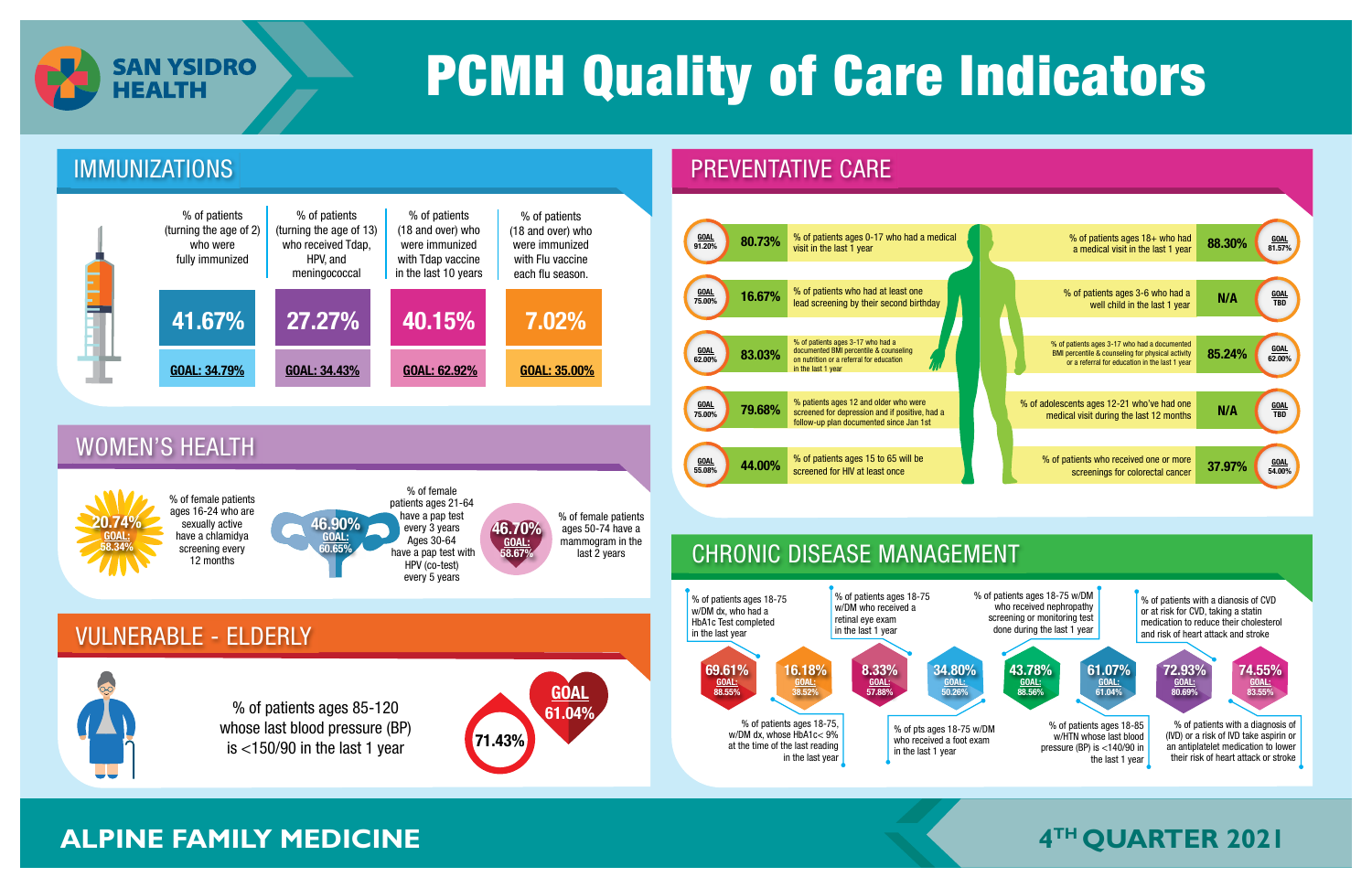# SAN YSIDRO HEALTH

# PCMH Quality of Care Indicators

## IMMUNIZATIONS

| % of patients (turning the age of 2) who were fully immunized | % of patients (turning the age of 13) who received Tdap, HPV, and meningococcal | % of patients (18 and over) who were immunized with Tdap vaccine in the last 10 years | % of patients (18 and over) who were immunized with Flu vaccine each flu season. |
|---|---|---|---|
| 41.67% | 27.27% | 40.15% | 7.02% |
| GOAL: 34.79% | GOAL: 34.43% | GOAL: 62.92% | GOAL: 35.00% |

## PREVENTATIVE CARE

| Goal | Result | Indicator |
|---|---|---|
| GOAL 91.20% | 80.73% | % of patients ages 0-17 who had a medical visit in the last 1 year |
| GOAL 75.00% | 16.67% | % of patients who had at least one lead screening by their second birthday |
| GOAL 62.00% | 83.03% | % of patients ages 3-17 who had a documented BMI percentile & counseling on nutrition or a referral for education in the last 1 year |
| GOAL 75.00% | 79.68% | % patients ages 12 and older who were screened for depression and if positive, had a follow-up plan documented since Jan 1st |
| GOAL 55.08% | 44.00% | % of patients ages 15 to 65 will be screened for HIV at least once |
| GOAL 81.57% | 88.30% | % of patients ages 18+ who had a medical visit in the last 1 year |
| GOAL TBD | N/A | % of patients ages 3-6 who had a well child in the last 1 year |
| GOAL 62.00% | 85.24% | % of patients ages 3-17 who had a documented BMI percentile & counseling for physical activity or a referral for education in the last 1 year |
| GOAL TBD | N/A | % of adolescents ages 12-21 who've had one medical visit during the last 12 months |
| GOAL 54.00% | 37.97% | % of patients who received one or more screenings for colorectal cancer |

## WOMEN'S HEALTH

| Result | Goal | Indicator |
|---|---|---|
| 20.74% | GOAL: 58.34% | % of female patients ages 16-24 who are sexually active have a chlamydia screening every 12 months |
| 46.90% | GOAL: 60.65% | % of female patients ages 21-64 have a pap test every 3 years Ages 30-64 have a pap test with HPV (co-test) every 5 years |
| 46.70% | GOAL: 58.67% | % of female patients ages 50-74 have a mammogram in the last 2 years |

## CHRONIC DISEASE MANAGEMENT

| Result | Goal | Indicator |
|---|---|---|
| 69.61% | GOAL: 88.55% | % of patients ages 18-75 w/DM dx, who had a HbA1c Test completed in the last year |
| 16.18% | GOAL: 38.52% | % of patients ages 18-75, w/DM dx, whose HbA1c< 9% at the time of the last reading in the last year |
| 8.33% | GOAL: 57.88% | % of patients ages 18-75 w/DM who received a retinal eye exam in the last 1 year |
| 34.80% | GOAL: 50.26% | % of pts ages 18-75 w/DM who received a foot exam in the last 1 year |
| 43.78% | GOAL: 88.56% | % of patients ages 18-75 w/DM who received nephropathy screening or monitoring test done during the last 1 year |
| 61.07% | GOAL: 61.04% | % of patients ages 18-85 w/HTN whose last blood pressure (BP) is <140/90 in the last 1 year |
| 72.93% | GOAL: 80.69% | % of patients with a dianosis of CVD or at risk for CVD, taking a statin medication to reduce their cholesterol and risk of heart attack and stroke |
| 74.55% | GOAL: 83.55% | % of patients with a diagnosis of (IVD) or a risk of IVD take aspirin or an antiplatelet medication to lower their risk of heart attack or stroke |

## VULNERABLE - ELDERLY

% of patients ages 85-120 whose last blood pressure (BP) is <150/90 in the last 1 year

71.43%

GOAL 61.04%

**ALPINE FAMILY MEDICINE**

**4TH QUARTER 2021**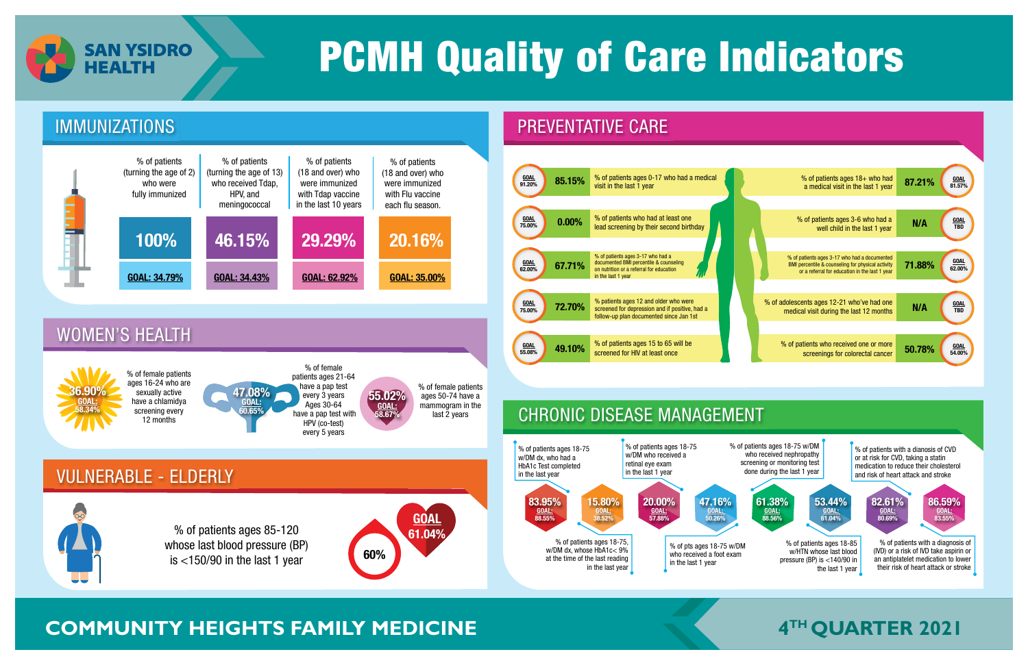# SAN YSIDRO HEALTH

# PCMH Quality of Care Indicators

## IMMUNIZATIONS

| % of patients (turning the age of 2) who were fully immunized | % of patients (turning the age of 13) who received Tdap, HPV, and meningococcal | % of patients (18 and over) who were immunized with Tdap vaccine in the last 10 years | % of patients (18 and over) who were immunized with Flu vaccine each flu season. |
|---|---|---|---|
| 100% | 46.15% | 29.29% | 20.16% |
| GOAL: 34.79% | GOAL: 34.43% | GOAL: 62.92% | GOAL: 35.00% |

## WOMEN'S HEALTH

- **36.90%** (GOAL: 58.34%) — % of female patients ages 16-24 who are sexually active have a chlamidya screening every 12 months
- **47.08%** (GOAL: 60.65%) — % of female patients ages 21-64 have a pap test every 3 years Ages 30-64 have a pap test with HPV (co-test) every 5 years
- **55.02%** (GOAL: 58.67%) — % of female patients ages 50-74 have a mammogram in the last 2 years

## VULNERABLE - ELDERLY

% of patients ages 85-120 whose last blood pressure (BP) is <150/90 in the last 1 year

**60%** — GOAL 61.04%

## PREVENTATIVE CARE

| Goal | Result | Indicator | Indicator | Result | Goal |
|---|---|---|---|---|---|
| 91.20% | 85.15% | % of patients ages 0-17 who had a medical visit in the last 1 year | % of patients ages 18+ who had a medical visit in the last 1 year | 87.21% | 81.57% |
| 75.00% | 0.00% | % of patients who had at least one lead screening by their second birthday | % of patients ages 3-6 who had a well child in the last 1 year | N/A | TBD |
| 62.00% | 67.71% | % of patients ages 3-17 who had a documented BMI percentile & counseling on nutrition or a referral for education in the last 1 year | % of patients ages 3-17 who had a documented BMI percentile & counseling for physical activity or a referral for education in the last 1 year | 71.88% | 62.00% |
| 75.00% | 72.70% | % patients ages 12 and older who were screened for depression and if positive, had a follow-up plan documented since Jan 1st | % of adolescents ages 12-21 who've had one medical visit during the last 12 months | N/A | TBD |
| 55.08% | 49.10% | % of patients ages 15 to 65 will be screened for HIV at least once | % of patients who received one or more screenings for colorectal cancer | 50.78% | 54.00% |

## CHRONIC DISEASE MANAGEMENT

| Indicator | Result | Goal |
|---|---|---|
| % of patients ages 18-75 w/DM dx, who had a HbA1c Test completed in the last year | 83.95% | 88.55% |
| % of patients ages 18-75, w/DM dx, whose HbA1c< 9% at the time of the last reading in the last year | 15.80% | 38.52% |
| % of patients ages 18-75 w/DM who received a retinal eye exam in the last 1 year | 20.00% | 57.88% |
| % of pts ages 18-75 w/DM who received a foot exam in the last 1 year | 47.16% | 50.26% |
| % of patients ages 18-75 w/DM who received nephropathy screening or monitoring test done during the last 1 year | 61.38% | 88.56% |
| % of patients ages 18-85 w/HTN whose last blood pressure (BP) is <140/90 in the last 1 year | 53.44% | 61.04% |
| % of patients with a dianosis of CVD or at risk for CVD, taking a statin medication to reduce their cholesterol and risk of heart attack and stroke | 82.61% | 80.69% |
| % of patients with a diagnosis of (IVD) or a risk of IVD take aspirin or an antiplatelet medication to lower their risk of heart attack or stroke | 86.59% | 83.55% |

**COMMUNITY HEIGHTS FAMILY MEDICINE**

**4TH QUARTER 2021**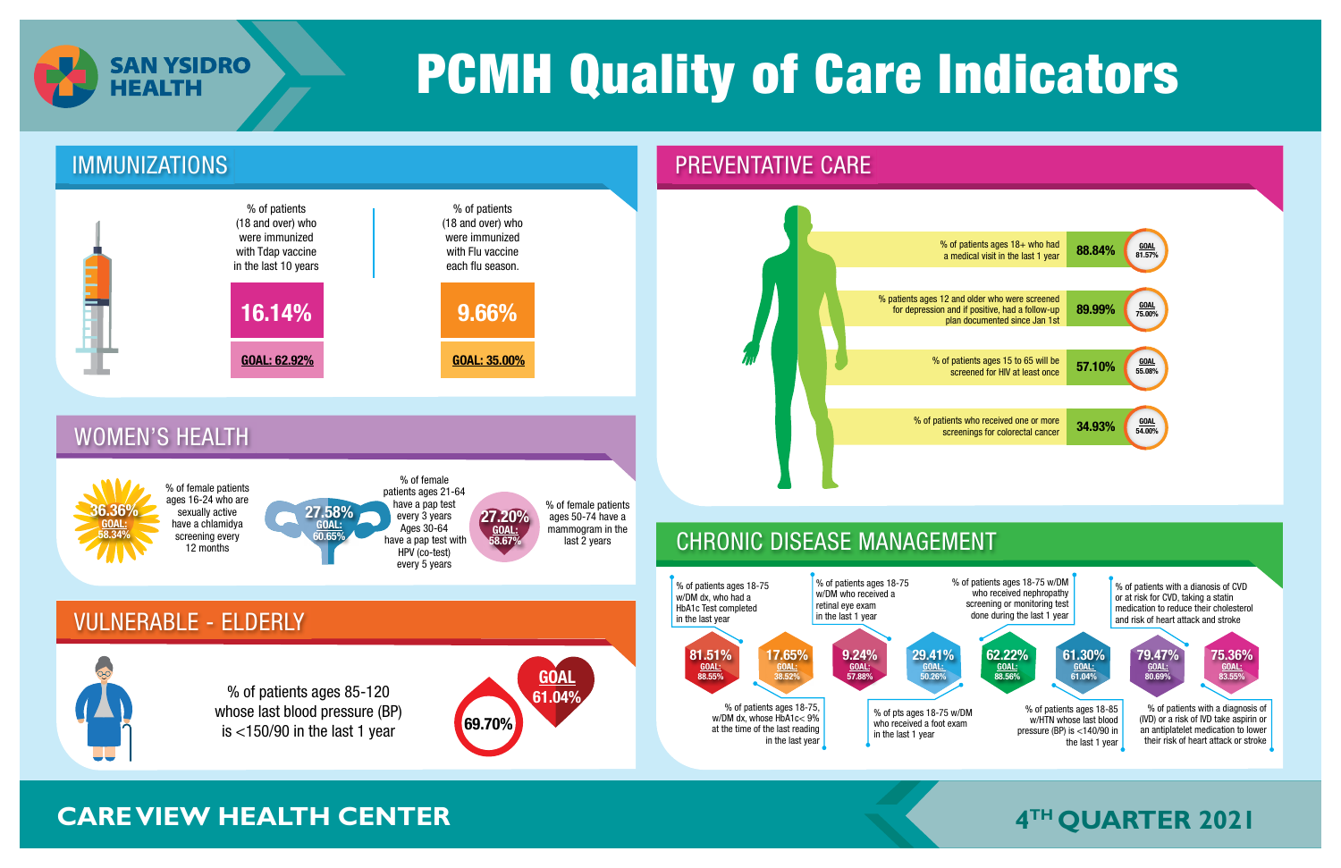# PCMH Quality of Care Indicators

SAN YSIDRO HEALTH

## IMMUNIZATIONS

% of patients (18 and over) who were immunized with Tdap vaccine in the last 10 years

**16.14%**

**GOAL: 62.92%**

% of patients (18 and over) who were immunized with Flu vaccine each flu season.

**9.66%**

**GOAL: 35.00%**

## PREVENTATIVE CARE

| Indicator | Result | Goal |
| --- | --- | --- |
| % of patients ages 18+ who had a medical visit in the last 1 year | 88.84% | 81.57% |
| % patients ages 12 and older who were screened for depression and if positive, had a follow-up plan documented since Jan 1st | 89.99% | 75.00% |
| % of patients ages 15 to 65 will be screened for HIV at least once | 57.10% | 55.08% |
| % of patients who received one or more screenings for colorectal cancer | 34.93% | 54.00% |

## WOMEN'S HEALTH

| Indicator | Result | Goal |
| --- | --- | --- |
| % of female patients ages 16-24 who are sexually active have a chlamydia screening every 12 months | 36.36% | 58.34% |
| % of female patients ages 21-64 have a pap test every 3 years Ages 30-64 have a pap test with HPV (co-test) every 5 years | 27.58% | 60.65% |
| % of female patients ages 50-74 have a mammogram in the last 2 years | 27.20% | 58.67% |

## VULNERABLE - ELDERLY

% of patients ages 85-120 whose last blood pressure (BP) is <150/90 in the last 1 year

**69.70%**

**GOAL 61.04%**

## CHRONIC DISEASE MANAGEMENT

| Indicator | Result | Goal |
| --- | --- | --- |
| % of patients ages 18-75 w/DM dx, who had a HbA1c Test completed in the last year | 81.51% | 88.55% |
| % of patients ages 18-75, w/DM dx, whose HbA1c< 9% at the time of the last reading in the last year | 17.65% | 38.52% |
| % of patients ages 18-75 w/DM who received a retinal eye exam in the last 1 year | 9.24% | 57.88% |
| % of pts ages 18-75 W/DM who received a foot exam in the last 1 year | 29.41% | 50.26% |
| % of patients ages 18-75 w/DM who received nephropathy screening or monitoring test done during the last 1 year | 62.22% | 88.56% |
| % of patients ages 18-85 w/HTN whose last blood pressure (BP) is <140/90 in the last 1 year | 61.30% | 61.04% |
| % of patients with a diagnosis of CVD or at risk for CVD, taking a statin medication to reduce their cholesterol and risk of heart attack and stroke | 79.47% | 80.69% |
| % of patients with a diagnosis of (IVD) or a risk of IVD take aspirin or an antiplatelet medication to lower their risk of heart attack or stroke | 75.36% | 83.55% |

**CARE VIEW HEALTH CENTER**

**4TH QUARTER 2021**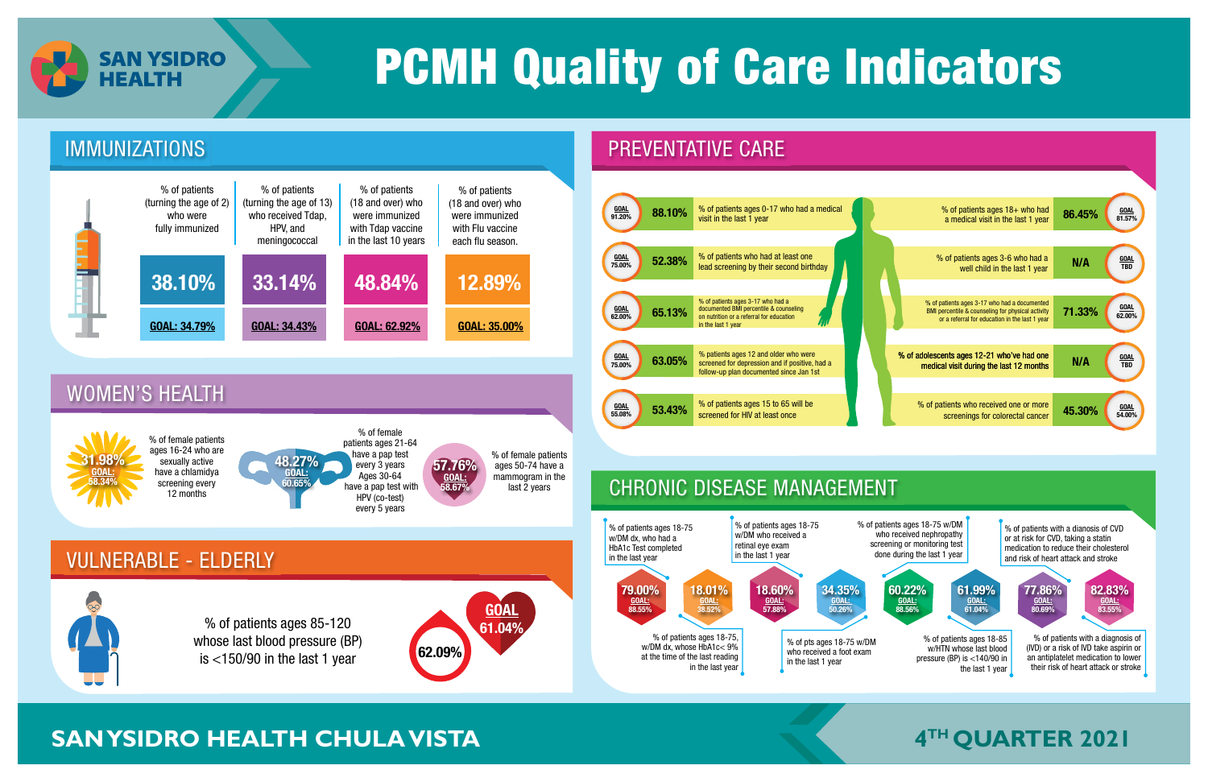# SAN YSIDRO HEALTH

# PCMH Quality of Care Indicators

## IMMUNIZATIONS

| % of patients (turning the age of 2) who were fully immunized | % of patients (turning the age of 13) who received Tdap, HPV, and meningococcal | % of patients (18 and over) who were immunized with Tdap vaccine in the last 10 years | % of patients (18 and over) who were immunized with Flu vaccine each flu season. |
|---|---|---|---|
| 38.10% | 33.14% | 48.84% | 12.89% |
| GOAL: 34.79% | GOAL: 34.43% | GOAL: 62.92% | GOAL: 35.00% |

## WOMEN'S HEALTH

| Measure | Result | Goal |
|---|---|---|
| % of female patients ages 16-24 who are sexually active have a chlamidya screening every 12 months | 31.98% | 58.34% |
| % of female patients ages 21-64 have a pap test every 3 years. Ages 30-64 have a pap test with HPV (co-test) every 5 years | 48.27% | 60.65% |
| % of female patients ages 50-74 have a mammogram in the last 2 years | 57.76% | 58.67% |

## VULNERABLE - ELDERLY

| Measure | Result | Goal |
|---|---|---|
| % of patients ages 85-120 whose last blood pressure (BP) is <150/90 in the last 1 year | 62.09% | 61.04% |

## PREVENTATIVE CARE

| Measure | Result | Goal |
|---|---|---|
| % of patients ages 0-17 who had a medical visit in the last 1 year | 88.10% | 91.20% |
| % of patients who had at least one lead screening by their second birthday | 52.38% | 75.00% |
| % of patients ages 3-17 who had a documented BMI percentile & counseling on nutrition or a referral for education in the last 1 year | 65.13% | 62.00% |
| % patients ages 12 and older who were screened for depression and if positive, had a follow-up plan documented since Jan 1st | 63.05% | 75.00% |
| % of patients ages 15 to 65 will be screened for HIV at least once | 53.43% | 55.08% |
| % of patients ages 18+ who had a medical visit in the last 1 year | 86.45% | 81.57% |
| % of patients ages 3-6 who had a well child in the last 1 year | N/A | TBD |
| % of patients ages 3-17 who had a documented BMI percentile & counseling for physical activity or a referral for education in the last 1 year | 71.33% | 62.00% |
| % of adolescents ages 12-21 who've had one medical visit during the last 12 months | N/A | TBD |
| % of patients who received one or more screenings for colorectal cancer | 45.30% | 54.00% |

## CHRONIC DISEASE MANAGEMENT

| Measure | Result | Goal |
|---|---|---|
| % of patients ages 18-75 w/DM dx, who had a HbA1c Test completed in the last year | 79.00% | 88.55% |
| % of patients ages 18-75, w/DM dx, whose HbA1c< 9% at the time of the last reading in the last year | 18.01% | 38.52% |
| % of patients ages 18-75 w/DM who received a retinal eye exam in the last 1 year | 18.60% | 57.88% |
| % of pts ages 18-75 w/DM who received a foot exam in the last 1 year | 34.35% | 50.26% |
| % of patients ages 18-75 w/DM who received nephropathy screening or monitoring test done during the last 1 year | 60.22% | 88.56% |
| % of patients ages 18-85 w/HTN whose last blood pressure (BP) is <140/90 in the last 1 year | 61.99% | 61.04% |
| % of patients with a dianosis of CVD or at risk for CVD, taking a statin medication to reduce their cholesterol and risk of heart attack and stroke | 77.86% | 80.69% |
| % of patients with a diagnosis of (IVD) or a risk of IVD take aspirin or an antiplatelet medication to lower their risk of heart attack or stroke | 82.83% | 83.55% |

SAN YSIDRO HEALTH CHULA VISTA

4TH QUARTER 2021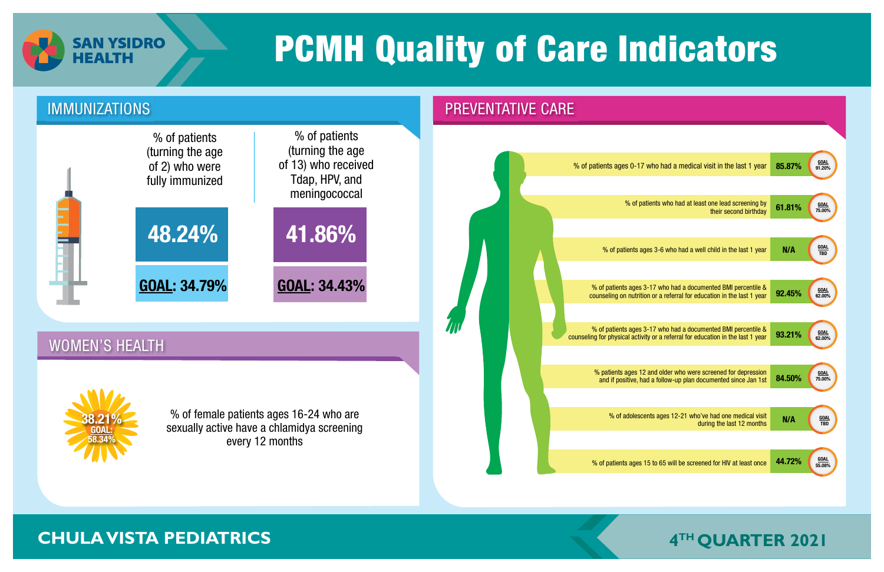SAN YSIDRO HEALTH

# PCMH Quality of Care Indicators

## IMMUNIZATIONS

| % of patients (turning the age of 2) who were fully immunized | % of patients (turning the age of 13) who received Tdap, HPV, and meningococcal |
|---|---|
| 48.24% | 41.86% |
| **GOAL**: 34.79% | **GOAL**: 34.43% |

## WOMEN'S HEALTH

38.21%
GOAL: 58.34%

% of female patients ages 16-24 who are sexually active have a chlamidya screening every 12 months

## PREVENTATIVE CARE

| Indicator | Result | Goal |
|---|---|---|
| % of patients ages 0-17 who had a medical visit in the last 1 year | 85.87% | 91.20% |
| % of patients who had at least one lead screening by their second birthday | 61.81% | 75.00% |
| % of patients ages 3-6 who had a well child in the last 1 year | N/A | TBD |
| % of patients ages 3-17 who had a documented BMI percentile & counseling on nutrition or a referral for education in the last 1 year | 92.45% | 62.00% |
| % of patients ages 3-17 who had a documented BMI percentile & counseling for physical activity or a referral for education in the last 1 year | 93.21% | 62.00% |
| % patients ages 12 and older who were screened for depression and if positive, had a follow-up plan documented since Jan 1st | 84.50% | 75.00% |
| % of adolescents ages 12-21 who've had one medical visit during the last 12 months | N/A | TBD |
| % of patients ages 15 to 65 will be screened for HIV at least once | 44.72% | 55.08% |

**CHULA VISTA PEDIATRICS**

**4TH QUARTER 2021**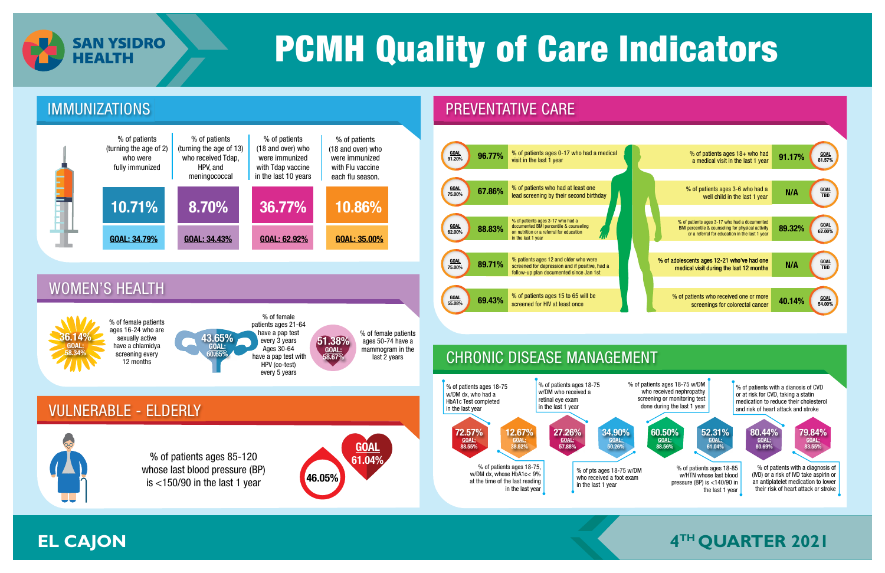# SAN YSIDRO HEALTH

# PCMH Quality of Care Indicators

## IMMUNIZATIONS

| Indicator | Result | Goal |
| --- | --- | --- |
| % of patients (turning the age of 2) who were fully immunized | 10.71% | GOAL: 34.79% |
| % of patients (turning the age of 13) who received Tdap, HPV, and meningococcal | 8.70% | GOAL: 34.43% |
| % of patients (18 and over) who were immunized with Tdap vaccine in the last 10 years | 36.77% | GOAL: 62.92% |
| % of patients (18 and over) who were immunized with Flu vaccine each flu season. | 10.86% | GOAL: 35.00% |

## WOMEN'S HEALTH

| Indicator | Result | Goal |
| --- | --- | --- |
| % of female patients ages 16-24 who are sexually active have a chlamidya screening every 12 months | 36.14% | GOAL: 58.34% |
| % of female patients ages 21-64 have a pap test every 3 years Ages 30-64 have a pap test with HPV (co-test) every 5 years | 43.65% | GOAL: 60.65% |
| % of female patients ages 50-74 have a mammogram in the last 2 years | 51.38% | GOAL: 58.67% |

## VULNERABLE - ELDERLY

| Indicator | Result | Goal |
| --- | --- | --- |
| % of patients ages 85-120 whose last blood pressure (BP) is <150/90 in the last 1 year | 46.05% | GOAL 61.04% |

## PREVENTATIVE CARE

| Goal | Result | Indicator |
| --- | --- | --- |
| GOAL 91.20% | 96.77% | % of patients ages 0-17 who had a medical visit in the last 1 year |
| GOAL 75.00% | 67.86% | % of patients who had at least one lead screening by their second birthday |
| GOAL 62.00% | 88.83% | % of patients ages 3-17 who had a documented BMI percentile & counseling on nutrition or a referral for education in the last 1 year |
| GOAL 75.00% | 89.71% | % patients ages 12 and older who were screened for depression and if positive, had a follow-up plan documented since Jan 1st |
| GOAL 55.08% | 69.43% | % of patients ages 15 to 65 will be screened for HIV at least once |
| GOAL 81.57% | 91.17% | % of patients ages 18+ who had a medical visit in the last 1 year |
| GOAL TBD | N/A | % of patients ages 3-6 who had a well child in the last 1 year |
| GOAL 62.00% | 89.32% | % of patients ages 3-17 who had a documented BMI percentile & counseling for physical activity or a referral for education in the last 1 year |
| GOAL TBD | N/A | % of adolescents ages 12-21 who've had one medical visit during the last 12 months |
| GOAL 54.00% | 40.14% | % of patients who received one or more screenings for colorectal cancer |

## CHRONIC DISEASE MANAGEMENT

| Indicator | Result | Goal |
| --- | --- | --- |
| % of patients ages 18-75 w/DM dx, who had a HbA1c Test completed in the last year | 72.57% | GOAL: 88.55% |
| % of patients ages 18-75, w/DM dx, whose HbA1c< 9% at the time of the last reading in the last year | 12.67% | GOAL: 38.52% |
| % of patients ages 18-75 w/DM who received a retinal eye exam in the last 1 year | 27.26% | GOAL: 57.88% |
| % of pts ages 18-75 w/DM who received a foot exam in the last 1 year | 34.90% | GOAL: 50.26% |
| % of patients ages 18-75 w/DM who received nephropathy screening or monitoring test done during the last 1 year | 60.50% | GOAL: 88.56% |
| % of patients ages 18-85 w/HTN whose last blood pressure (BP) is <140/90 in the last 1 year | 52.31% | GOAL: 61.04% |
| % of patients with a dianosis of CVD or at risk for CVD, taking a statin medication to reduce their cholesterol and risk of heart attack and stroke | 80.44% | GOAL: 80.69% |
| % of patients with a diagnosis of (IVD) or a risk of IVD take aspirin or an antiplatelet medication to lower their risk of heart attack or stroke | 79.84% | GOAL: 83.55% |

**EL CAJON**

**4TH QUARTER 2021**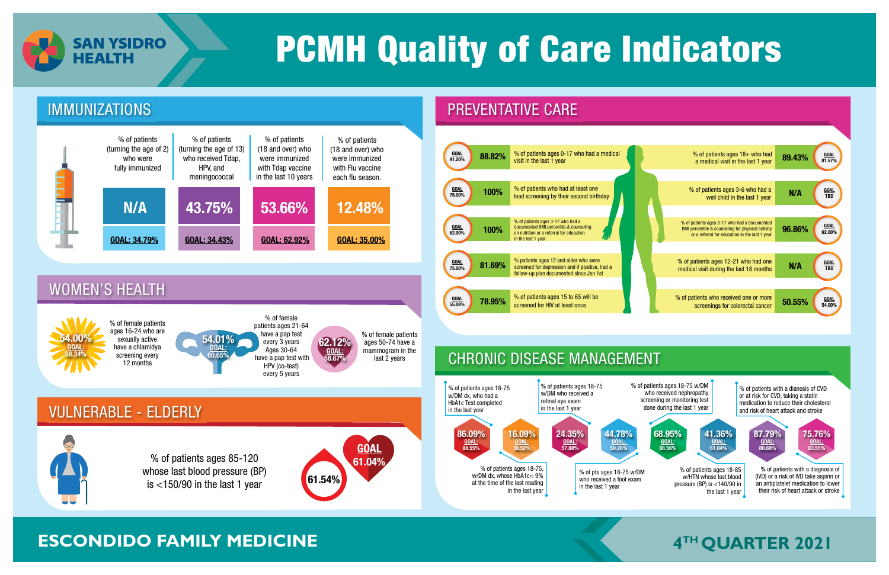# SAN YSIDRO HEALTH

# PCMH Quality of Care Indicators

## IMMUNIZATIONS

| Indicator | Result | Goal |
|---|---|---|
| % of patients (turning the age of 2) who were fully immunized | N/A | GOAL: 34.79% |
| % of patients (turning the age of 13) who received Tdap, HPV, and meningococcal | 43.75% | GOAL: 34.43% |
| % of patients (18 and over) who were immunized with Tdap vaccine in the last 10 years | 53.66% | GOAL: 62.92% |
| % of patients (18 and over) who were immunized with Flu vaccine each flu season. | 12.48% | GOAL: 35.00% |

## WOMEN'S HEALTH

| Indicator | Result | Goal |
|---|---|---|
| % of female patients ages 16-24 who are sexually active have a chlamidya screening every 12 months | 54.00% | GOAL: 58.34% |
| % of female patients ages 21-64 have a pap test every 3 years Ages 30-64 have a pap test with HPV (co-test) every 5 years | 54.01% | GOAL: 60.65% |
| % of female patients ages 50-74 have a mammogram in the last 2 years | 62.12% | GOAL: 58.67% |

## VULNERABLE - ELDERLY

| Indicator | Result | Goal |
|---|---|---|
| % of patients ages 85-120 whose last blood pressure (BP) is <150/90 in the last 1 year | 61.54% | GOAL 61.04% |

## PREVENTATIVE CARE

| Indicator | Result | Goal |
|---|---|---|
| % of patients ages 0-17 who had a medical visit in the last 1 year | 88.82% | GOAL 91.20% |
| % of patients who had at least one lead screening by their second birthday | 100% | GOAL 75.00% |
| % of patients ages 3-17 who had a documented BMI percentile & counseling on nutrition or a referral for education in the last 1 year | 100% | GOAL 62.00% |
| % patients ages 12 and older who were screened for depression and if positive, had a follow-up plan documented since Jan 1st | 81.69% | GOAL 75.00% |
| % of patients ages 15 to 65 will be screened for HIV at least once | 78.95% | GOAL 55.08% |
| % of patients ages 18+ who had a medical visit in the last 1 year | 89.43% | GOAL 81.57% |
| % of patients ages 3-6 who had a well child in the last 1 year | N/A | GOAL TBD |
| % of patients ages 3-17 who had a documented BMI percentile & counseling for physical activity or a referral for education in the last 1 year | 96.86% | GOAL 62.00% |
| % of patients ages 12-21 who had one medical visit during the last 18 months | N/A | GOAL TBD |
| % of patients who received one or more screenings for colorectal cancer | 50.55% | GOAL 54.00% |

## CHRONIC DISEASE MANAGEMENT

| Indicator | Result | Goal |
|---|---|---|
| % of patients ages 18-75 w/DM dx, who had a HbA1c Test completed in the last year | 86.09% | GOAL: 88.55% |
| % of patients ages 18-75, w/DM dx, whose HbA1c< 9% at the time of the last reading in the last year | 16.09% | GOAL: 38.52% |
| % of patients ages 18-75 w/DM who received a retinal eye exam in the last 1 year | 24.35% | GOAL: 57.88% |
| % of pts ages 18-75 w/DM who received a foot exam in the last 1 year | 44.78% | GOAL: 50.26% |
| % of patients ages 18-75 w/DM who received nephropathy screening or monitoring test done during the last 1 year | 68.95% | GOAL: 88.56% |
| % of patients ages 18-85 w/HTN whose last blood pressure (BP) is <140/90 in the last 1 year | 41.36% | GOAL: 61.04% |
| % of patients with a dianosis of CVD or at risk for CVD, taking a statin medication to reduce their cholesterol and risk of heart attack and stroke | 87.79% | GOAL: 80.69% |
| % of patients with a diagnosis of (IVD) or a risk of IVD take aspirin or an antiplatelet medication to lower their risk of heart attack or stroke | 75.76% | GOAL: 83.55% |

**ESCONDIDO FAMILY MEDICINE**

**4TH QUARTER 2021**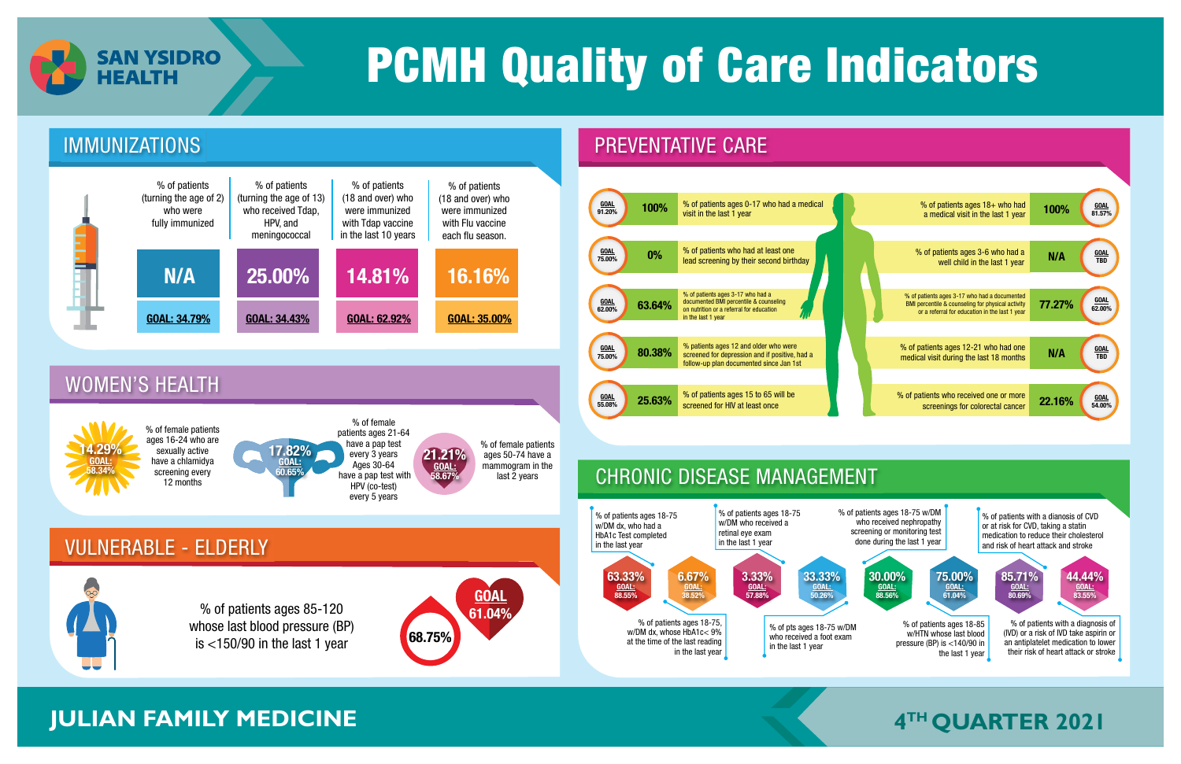# PCMH Quality of Care Indicators

SAN YSIDRO HEALTH

## IMMUNIZATIONS

| % of patients (turning the age of 2) who were fully immunized | % of patients (turning the age of 13) who received Tdap, HPV, and meningococcal | % of patients (18 and over) who were immunized with Tdap vaccine in the last 10 years | % of patients (18 and over) who were immunized with Flu vaccine each flu season. |
|---|---|---|---|
| N/A | 25.00% | 14.81% | 16.16% |
| GOAL: 34.79% | GOAL: 34.43% | GOAL: 62.92% | GOAL: 35.00% |

## WOMEN'S HEALTH

- 14.29% (GOAL: 58.34%) — % of female patients ages 16-24 who are sexually active have a chlamidya screening every 12 months
- 17.82% (GOAL: 60.65%) — % of female patients ages 21-64 have a pap test every 3 years Ages 30-64 have a pap test with HPV (co-test) every 5 years
- 21.21% (GOAL: 58.67%) — % of female patients ages 50-74 have a mammogram in the last 2 years

## VULNERABLE - ELDERLY

- 68.75% (GOAL 61.04%) — % of patients ages 85-120 whose last blood pressure (BP) is <150/90 in the last 1 year

## PREVENTATIVE CARE

| Goal | Result | Indicator |
|---|---|---|
| GOAL 91.20% | 100% | % of patients ages 0-17 who had a medical visit in the last 1 year |
| GOAL 75.00% | 0% | % of patients who had at least one lead screening by their second birthday |
| GOAL 62.00% | 63.64% | % of patients ages 3-17 who had a documented BMI percentile & counseling on nutrition or a referral for education in the last 1 year |
| GOAL 75.00% | 80.38% | % patients ages 12 and older who were screened for depression and if positive, had a follow-up plan documented since Jan 1st |
| GOAL 55.08% | 25.63% | % of patients ages 15 to 65 will be screened for HIV at least once |
| GOAL 81.57% | 100% | % of patients ages 18+ who had a medical visit in the last 1 year |
| GOAL TBD | N/A | % of patients ages 3-6 who had a well child in the last 1 year |
| GOAL 62.00% | 77.27% | % of patients ages 3-17 who had a documented BMI percentile & counseling for physical activity or a referral for education in the last 1 year |
| GOAL TBD | N/A | % of patients ages 12-21 who had one medical visit during the last 18 months |
| GOAL 54.00% | 22.16% | % of patients who received one or more screenings for colorectal cancer |

## CHRONIC DISEASE MANAGEMENT

| Result | Goal | Indicator |
|---|---|---|
| 63.33% | GOAL: 88.55% | % of patients ages 18-75 w/DM dx, who had a HbA1c Test completed in the last year |
| 6.67% | GOAL: 38.52% | % of patients ages 18-75, w/DM dx, whose HbA1c< 9% at the time of the last reading in the last year |
| 3.33% | GOAL: 57.88% | % of patients ages 18-75 w/DM who received a retinal eye exam in the last 1 year |
| 33.33% | GOAL: 50.26% | % of pts ages 18-75 w/DM who received a foot exam in the last 1 year |
| 30.00% | GOAL: 88.56% | % of patients ages 18-75 w/DM who received nephropathy screening or monitoring test done during the last 1 year |
| 75.00% | GOAL: 61.04% | % of patients ages 18-85 w/HTN whose last blood pressure (BP) is <140/90 in the last 1 year |
| 85.71% | GOAL: 80.69% | % of patients with a dianosis of CVD or at risk for CVD, taking a statin medication to reduce their cholesterol and risk of heart attack and stroke |
| 44.44% | GOAL: 83.55% | % of patients with a diagnosis of (IVD) or a risk of IVD take aspirin or an antiplatelet medication to lower their risk of heart attack or stroke |

JULIAN FAMILY MEDICINE

4TH QUARTER 2021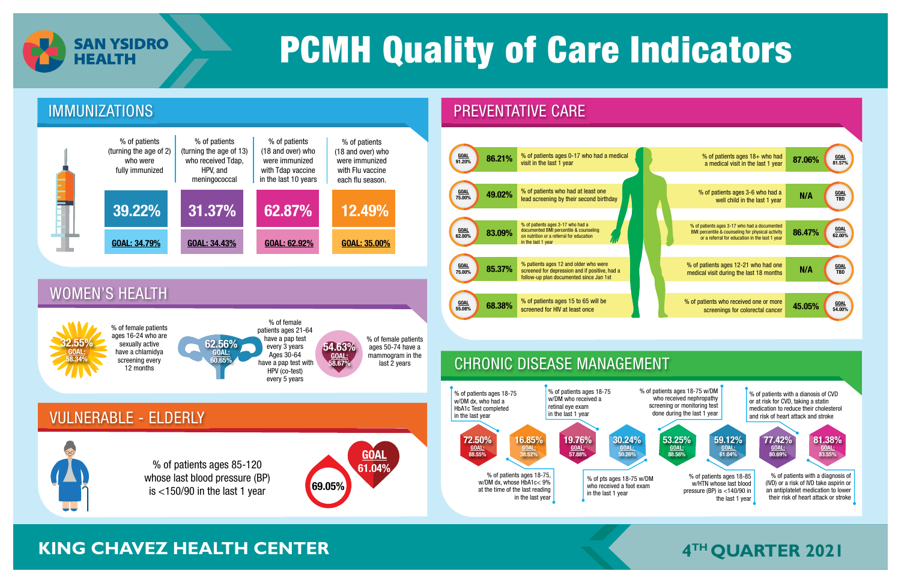SAN YSIDRO HEALTH

# PCMH Quality of Care Indicators

## IMMUNIZATIONS

| Measure | Result | Goal |
|---|---|---|
| % of patients (turning the age of 2) who were fully immunized | 39.22% | GOAL: 34.79% |
| % of patients (turning the age of 13) who received Tdap, HPV, and meningococcal | 31.37% | GOAL: 34.43% |
| % of patients (18 and over) who were immunized with Tdap vaccine in the last 10 years | 62.87% | GOAL: 62.92% |
| % of patients (18 and over) who were immunized with Flu vaccine each flu season. | 12.49% | GOAL: 35.00% |

## WOMEN'S HEALTH

| Measure | Result | Goal |
|---|---|---|
| % of female patients ages 16-24 who are sexually active have a chlamidya screening every 12 months | 32.55% | GOAL: 58.34% |
| % of female patients ages 21-64 have a pap test every 3 years Ages 30-64 have a pap test with HPV (co-test) every 5 years | 62.56% | GOAL: 60.65% |
| % of female patients ages 50-74 have a mammogram in the last 2 years | 54.63% | GOAL: 58.67% |

## VULNERABLE - ELDERLY

| Measure | Result | Goal |
|---|---|---|
| % of patients ages 85-120 whose last blood pressure (BP) is <150/90 in the last 1 year | 69.05% | GOAL 61.04% |

## PREVENTATIVE CARE

| Measure | Result | Goal |
|---|---|---|
| % of patients ages 0-17 who had a medical visit in the last 1 year | 86.21% | GOAL 91.20% |
| % of patients who had at least one lead screening by their second birthday | 49.02% | GOAL 75.00% |
| % of patients ages 3-17 who had a documented BMI percentile & counseling on nutrition or a referral for education in the last 1 year | 83.09% | GOAL 62.00% |
| % patients ages 12 and older who were screened for depression and if positive, had a follow-up plan documented since Jan 1st | 85.37% | GOAL 75.00% |
| % of patients ages 15 to 65 will be screened for HIV at least once | 68.38% | GOAL 55.08% |
| % of patients ages 18+ who had a medical visit in the last 1 year | 87.06% | GOAL 81.57% |
| % of patients ages 3-6 who had a well child in the last 1 year | N/A | GOAL TBD |
| % of patients ages 3-17 who had a documented BMI percentile & counseling for physical activity or a referral for education in the last 1 year | 86.47% | GOAL 62.00% |
| % of patients ages 12-21 who had one medical visit during the last 18 months | N/A | GOAL TBD |
| % of patients who received one or more screenings for colorectal cancer | 45.05% | GOAL 54.00% |

## CHRONIC DISEASE MANAGEMENT

| Measure | Result | Goal |
|---|---|---|
| % of patients ages 18-75 w/DM dx, who had a HbA1c Test completed in the last year | 72.50% | GOAL: 88.55% |
| % of patients ages 18-75, w/DM dx, whose HbA1c< 9% at the time of the last reading in the last year | 16.85% | GOAL: 38.52% |
| % of patients ages 18-75 w/DM who received a retinal eye exam in the last 1 year | 19.76% | GOAL: 57.88% |
| % of pts ages 18-75 w/DM who received a foot exam in the last 1 year | 30.24% | GOAL: 50.26% |
| % of patients ages 18-75 w/DM who received nephropathy screening or monitoring test done during the last 1 year | 53.25% | GOAL: 88.56% |
| % of patients ages 18-85 w/HTN whose last blood pressure (BP) is <140/90 in the last 1 year | 59.12% | GOAL: 61.04% |
| % of patients with a dianosis of CVD or at risk for CVD, taking a statin medication to reduce their cholesterol and risk of heart attack and stroke | 77.42% | GOAL: 80.69% |
| % of patients with a diagnosis of (IVD) or a risk of IVD take aspirin or an antiplatelet medication to lower their risk of heart attack or stroke | 81.38% | GOAL: 83.55% |

KING CHAVEZ HEALTH CENTER

4TH QUARTER 2021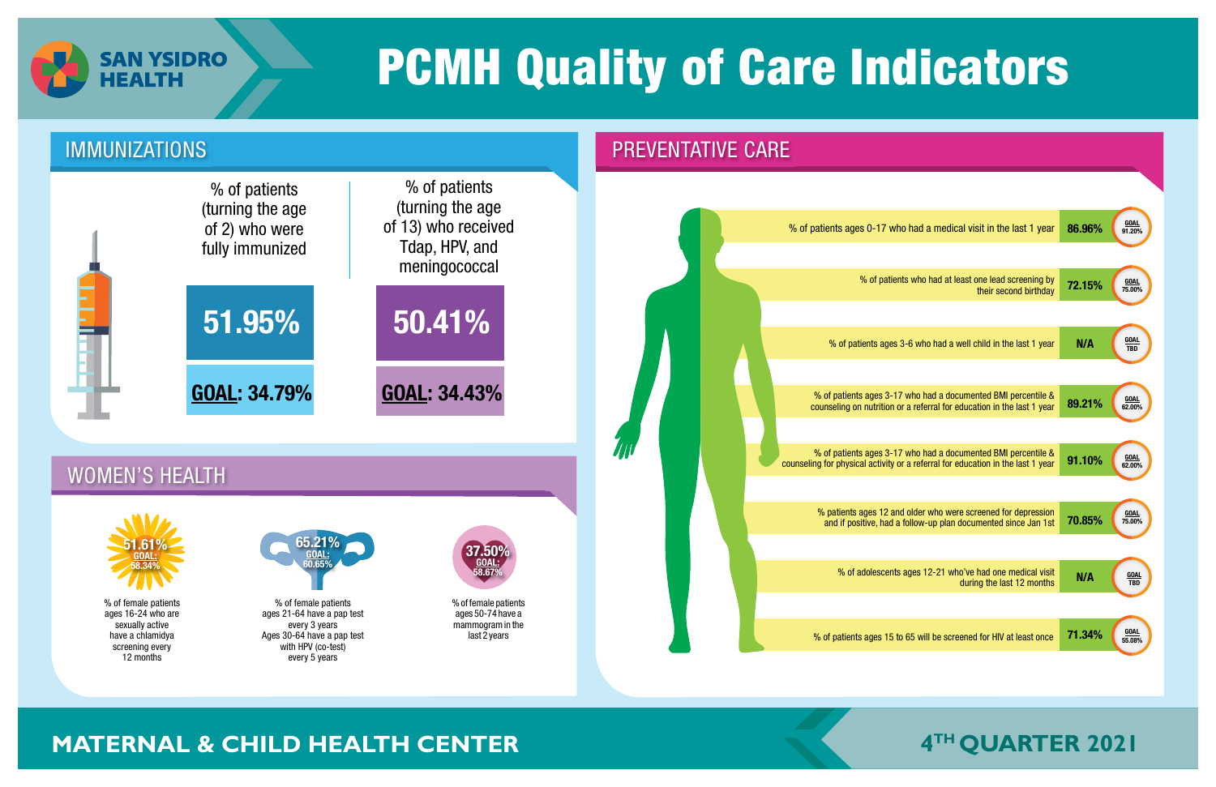# SAN YSIDRO HEALTH

# PCMH Quality of Care Indicators

## IMMUNIZATIONS

| % of patients (turning the age of 2) who were fully immunized | % of patients (turning the age of 13) who received Tdap, HPV, and meningococcal |
|---|---|
| 51.95% | 50.41% |
| **GOAL**: 34.79% | **GOAL**: 34.43% |

## WOMEN'S HEALTH

| Indicator | Result | Goal |
|---|---|---|
| % of female patients ages 16-24 who are sexually active have a chlamidya screening every 12 months | 51.61% | 58.34% |
| % of female patients ages 21-64 have a pap test every 3 years Ages 30-64 have a pap test with HPV (co-test) every 5 years | 65.21% | 60.65% |
| % of female patients ages 50-74 have a mammogram in the last 2 years | 37.50% | 58.67% |

## PREVENTATIVE CARE

| Indicator | Result | Goal |
|---|---|---|
| % of patients ages 0-17 who had a medical visit in the last 1 year | 86.96% | 91.20% |
| % of patients who had at least one lead screening by their second birthday | 72.15% | 75.00% |
| % of patients ages 3-6 who had a well child in the last 1 year | N/A | TBD |
| % of patients ages 3-17 who had a documented BMI percentile & counseling on nutrition or a referral for education in the last 1 year | 89.21% | 62.00% |
| % of patients ages 3-17 who had a documented BMI percentile & counseling for physical activity or a referral for education in the last 1 year | 91.10% | 62.00% |
| % patients ages 12 and older who were screened for depression and if positive, had a follow-up plan documented since Jan 1st | 70.85% | 75.00% |
| % of adolescents ages 12-21 who've had one medical visit during the last 12 months | N/A | TBD |
| % of patients ages 15 to 65 will be screened for HIV at least once | 71.34% | 55.08% |

**MATERNAL & CHILD HEALTH CENTER**

**4TH QUARTER 2021**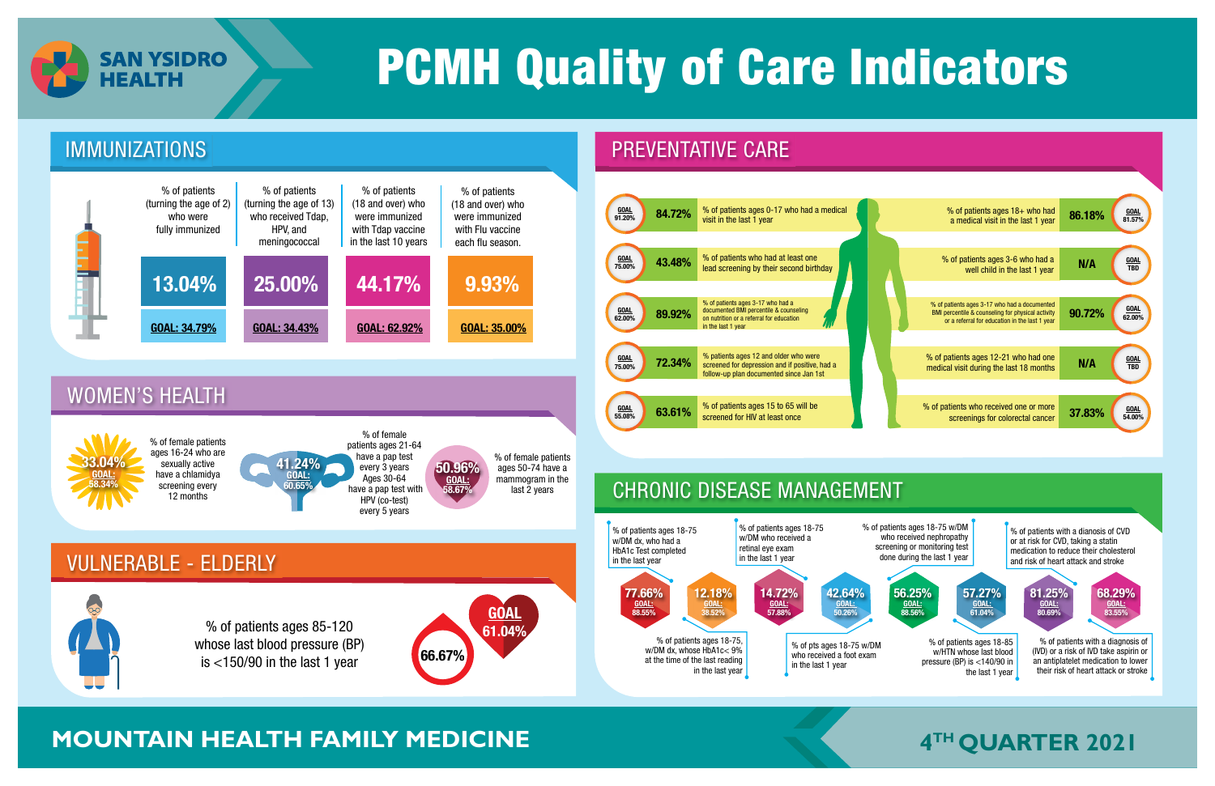# SAN YSIDRO HEALTH

# PCMH Quality of Care Indicators

## IMMUNIZATIONS

| % of patients (turning the age of 2) who were fully immunized | % of patients (turning the age of 13) who received Tdap, HPV, and meningococcal | % of patients (18 and over) who were immunized with Tdap vaccine in the last 10 years | % of patients (18 and over) who were immunized with Flu vaccine each flu season. |
|---|---|---|---|
| 13.04% | 25.00% | 44.17% | 9.93% |
| GOAL: 34.79% | GOAL: 34.43% | GOAL: 62.92% | GOAL: 35.00% |

## WOMEN'S HEALTH

- **33.04%** (GOAL: 58.34%) — % of female patients ages 16-24 who are sexually active have a chlamidya screening every 12 months
- **41.24%** (GOAL: 60.65%) — % of female patients ages 21-64 have a pap test every 3 years Ages 30-64 have a pap test with HPV (co-test) every 5 years
- **50.96%** (GOAL: 58.67%) — % of female patients ages 50-74 have a mammogram in the last 2 years

## VULNERABLE - ELDERLY

- % of patients ages 85-120 whose last blood pressure (BP) is <150/90 in the last 1 year: **66.67%** (GOAL 61.04%)

## PREVENTATIVE CARE

| Goal | Result | Indicator |
|---|---|---|
| 91.20% | 84.72% | % of patients ages 0-17 who had a medical visit in the last 1 year |
| 75.00% | 43.48% | % of patients who had at least one lead screening by their second birthday |
| 62.00% | 89.92% | % of patients ages 3-17 who had a documented BMI percentile & counseling on nutrition or a referral for education in the last 1 year |
| 75.00% | 72.34% | % patients ages 12 and older who were screened for depression and if positive, had a follow-up plan documented since Jan 1st |
| 55.08% | 63.61% | % of patients ages 15 to 65 will be screened for HIV at least once |
| 81.57% | 86.18% | % of patients ages 18+ who had a medical visit in the last 1 year |
| TBD | N/A | % of patients ages 3-6 who had a well child in the last 1 year |
| 62.00% | 90.72% | % of patients ages 3-17 who had a documented BMI percentile & counseling for physical activity or a referral for education in the last 1 year |
| TBD | N/A | % of patients ages 12-21 who had one medical visit during the last 18 months |
| 54.00% | 37.83% | % of patients who received one or more screenings for colorectal cancer |

## CHRONIC DISEASE MANAGEMENT

| Indicator | Result | Goal |
|---|---|---|
| % of patients ages 18-75 w/DM dx, who had a HbA1c Test completed in the last year | 77.66% | 88.55% |
| % of patients ages 18-75, w/DM dx, whose HbA1c< 9% at the time of the last reading in the last year | 12.18% | 38.52% |
| % of patients ages 18-75 w/DM who received a retinal eye exam in the last 1 year | 14.72% | 57.88% |
| % of pts ages 18-75 w/DM who received a foot exam in the last 1 year | 42.64% | 50.26% |
| % of patients ages 18-75 w/DM who received nephropathy screening or monitoring test done during the last 1 year | 56.25% | 88.56% |
| % of patients ages 18-85 w/HTN whose last blood pressure (BP) is <140/90 in the last 1 year | 57.27% | 61.04% |
| % of patients with a dianosis of CVD or at risk for CVD, taking a statin medication to reduce their cholesterol and risk of heart attack and stroke | 81.25% | 80.69% |
| % of patients with a diagnosis of (IVD) or a risk of IVD take aspirin or an antiplatelet medication to lower their risk of heart attack or stroke | 68.29% | 83.55% |

**MOUNTAIN HEALTH FAMILY MEDICINE**

**4TH QUARTER 2021**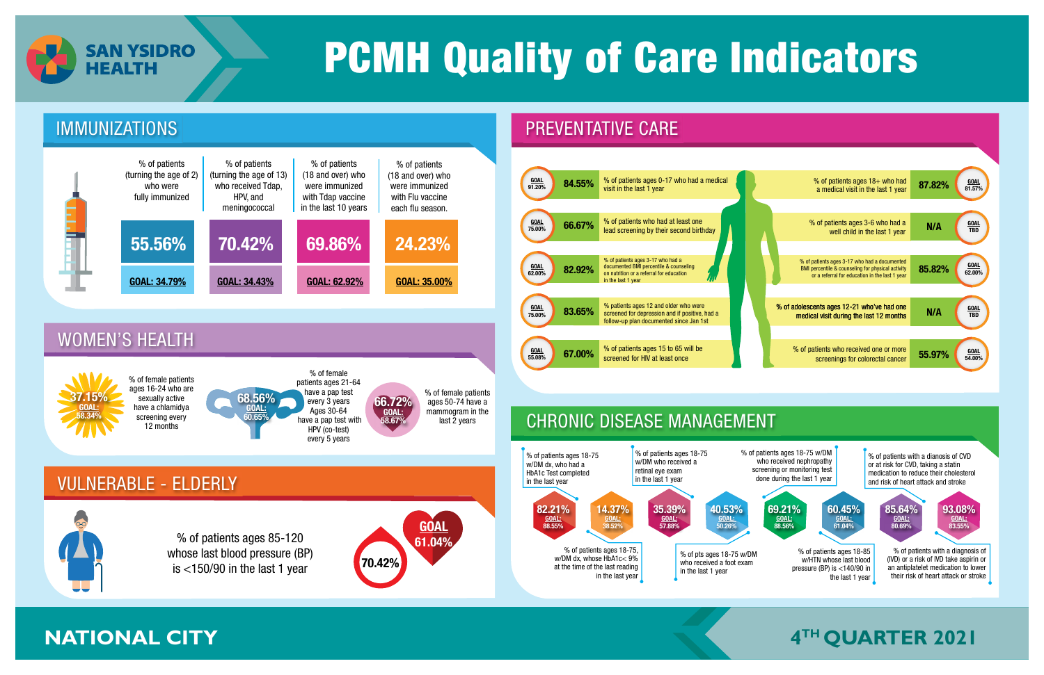# SAN YSIDRO HEALTH

# PCMH Quality of Care Indicators

## IMMUNIZATIONS

| % of patients (turning the age of 2) who were fully immunized | % of patients (turning the age of 13) who received Tdap, HPV, and meningococcal | % of patients (18 and over) who were immunized with Tdap vaccine in the last 10 years | % of patients (18 and over) who were immunized with Flu vaccine each flu season. |
|---|---|---|---|
| 55.56% | 70.42% | 69.86% | 24.23% |
| GOAL: 34.79% | GOAL: 34.43% | GOAL: 62.92% | GOAL: 35.00% |

## WOMEN'S HEALTH

- **37.15%** (GOAL: 58.34%) — % of female patients ages 16-24 who are sexually active have a chlamidya screening every 12 months
- **68.56%** (GOAL: 60.65%) — % of female patients ages 21-64 have a pap test every 3 years Ages 30-64 have a pap test with HPV (co-test) every 5 years
- **66.72%** (GOAL: 58.67%) — % of female patients ages 50-74 have a mammogram in the last 2 years

## VULNERABLE - ELDERLY

% of patients ages 85-120 whose last blood pressure (BP) is <150/90 in the last 1 year

**70.42%** — GOAL 61.04%

## PREVENTATIVE CARE

| Goal | Result | Indicator | Indicator | Result | Goal |
|---|---|---|---|---|---|
| GOAL 91.20% | 84.55% | % of patients ages 0-17 who had a medical visit in the last 1 year | % of patients ages 18+ who had a medical visit in the last 1 year | 87.82% | GOAL 81.57% |
| GOAL 75.00% | 66.67% | % of patients who had at least one lead screening by their second birthday | % of patients ages 3-6 who had a well child in the last 1 year | N/A | GOAL TBD |
| GOAL 62.00% | 82.92% | % of patients ages 3-17 who had a documented BMI percentile & counseling on nutrition or a referral for education in the last 1 year | % of patients ages 3-17 who had a documented BMI percentile & counseling for physical activity or a referral for education in the last 1 year | 85.82% | GOAL 62.00% |
| GOAL 75.00% | 83.65% | % patients ages 12 and older who were screened for depression and if positive, had a follow-up plan documented since Jan 1st | % of adolescents ages 12-21 who've had one medical visit during the last 12 months | N/A | GOAL TBD |
| GOAL 55.08% | 67.00% | % of patients ages 15 to 65 will be screened for HIV at least once | % of patients who received one or more screenings for colorectal cancer | 55.97% | GOAL 54.00% |

## CHRONIC DISEASE MANAGEMENT

| Indicator | Result | Goal |
|---|---|---|
| % of patients ages 18-75 w/DM dx, who had a HbA1c Test completed in the last year | 82.21% | 88.55% |
| % of patients ages 18-75, w/DM dx, whose HbA1c< 9% at the time of the last reading in the last year | 14.37% | 38.52% |
| % of patients ages 18-75 w/DM who received a retinal eye exam in the last 1 year | 35.39% | 57.88% |
| % of pts ages 18-75 w/DM who received a foot exam in the last 1 year | 40.53% | 50.26% |
| % of patients ages 18-75 w/DM who received nephropathy screening or monitoring test done during the last 1 year | 69.21% | 88.56% |
| % of patients ages 18-85 w/HTN whose last blood pressure (BP) is <140/90 in the last 1 year | 60.45% | 61.04% |
| % of patients with a dianosis of CVD or at risk for CVD, taking a statin medication to reduce their cholesterol and risk of heart attack and stroke | 85.64% | 80.69% |
| % of patients with a diagnosis of (IVD) or a risk of IVD take aspirin or an antiplatelet medication to lower their risk of heart attack or stroke | 93.08% | 83.55% |

**NATIONAL CITY**

**4TH QUARTER 2021**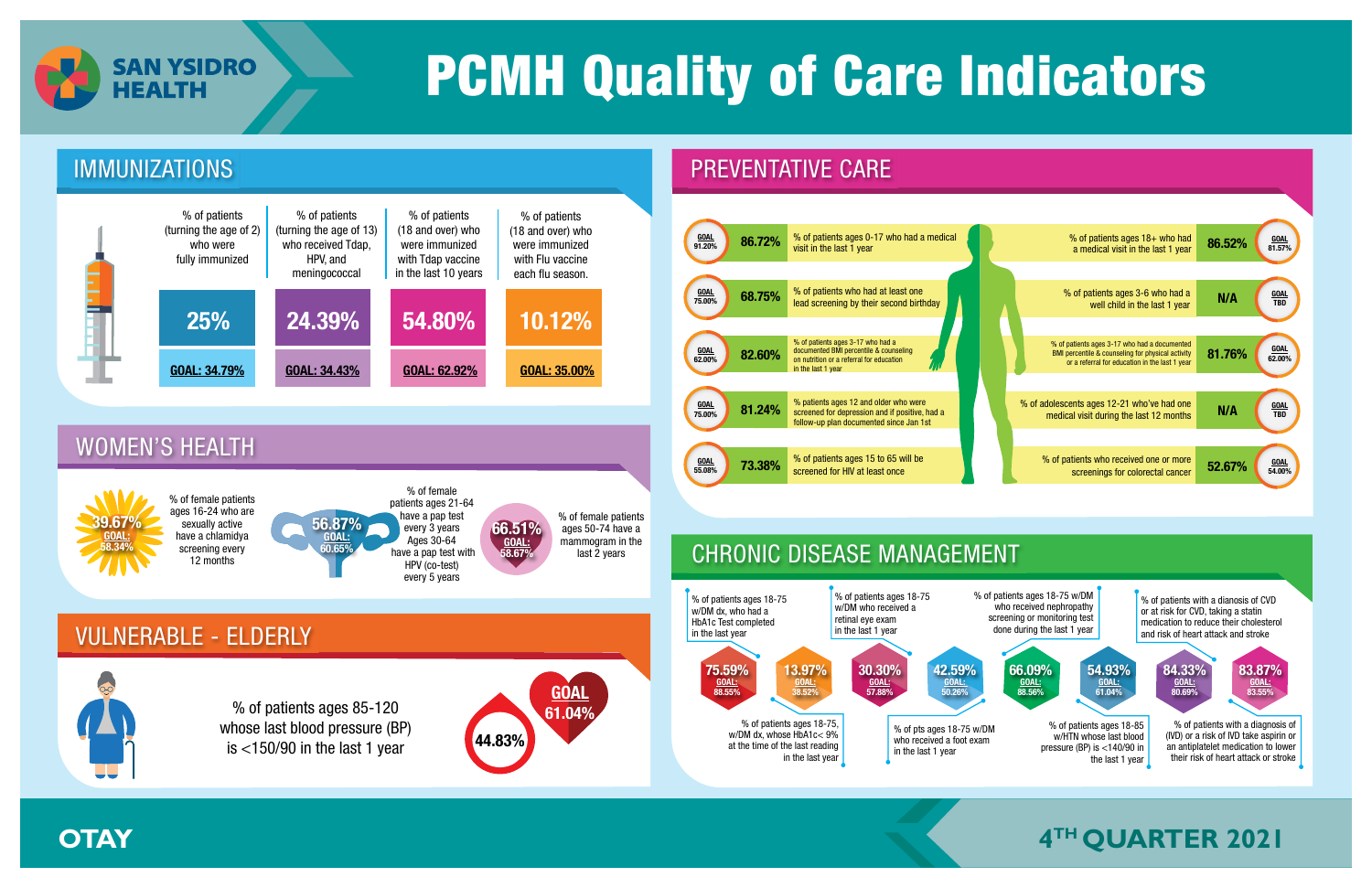# SAN YSIDRO HEALTH

# PCMH Quality of Care Indicators

## IMMUNIZATIONS

| % of patients (turning the age of 2) who were fully immunized | % of patients (turning the age of 13) who received Tdap, HPV, and meningococcal | % of patients (18 and over) who were immunized with Tdap vaccine in the last 10 years | % of patients (18 and over) who were immunized with Flu vaccine each flu season. |
|---|---|---|---|
| 25% | 24.39% | 54.80% | 10.12% |
| GOAL: 34.79% | GOAL: 34.43% | GOAL: 62.92% | GOAL: 35.00% |

## WOMEN'S HEALTH

- 39.67% (GOAL: 58.34%) — % of female patients ages 16-24 who are sexually active have a chlamydia screening every 12 months
- 56.87% (GOAL: 60.65%) — % of female patients ages 21-64 have a pap test every 3 years Ages 30-64 have a pap test with HPV (co-test) every 5 years
- 66.51% (GOAL: 58.67%) — % of female patients ages 50-74 have a mammogram in the last 2 years

## VULNERABLE - ELDERLY

% of patients ages 85-120 whose last blood pressure (BP) is <150/90 in the last 1 year

44.83% — GOAL 61.04%

## PREVENTATIVE CARE

| Goal | Result | Indicator |
|---|---|---|
| 91.20% | 86.72% | % of patients ages 0-17 who had a medical visit in the last 1 year |
| 75.00% | 68.75% | % of patients who had at least one lead screening by their second birthday |
| 62.00% | 82.60% | % of patients ages 3-17 who had a documented BMI percentile & counseling on nutrition or a referral for education in the last 1 year |
| 75.00% | 81.24% | % patients ages 12 and older who were screened for depression and if positive, had a follow-up plan documented since Jan 1st |
| 55.08% | 73.38% | % of patients ages 15 to 65 will be screened for HIV at least once |
| 81.57% | 86.52% | % of patients ages 18+ who had a medical visit in the last 1 year |
| TBD | N/A | % of patients ages 3-6 who had a well child in the last 1 year |
| 62.00% | 81.76% | % of patients ages 3-17 who had a documented BMI percentile & counseling for physical activity or a referral for education in the last 1 year |
| TBD | N/A | % of adolescents ages 12-21 who've had one medical visit during the last 12 months |
| 54.00% | 52.67% | % of patients who received one or more screenings for colorectal cancer |

## CHRONIC DISEASE MANAGEMENT

| Indicator | Result | Goal |
|---|---|---|
| % of patients ages 18-75 w/DM dx, who had a HbA1c Test completed in the last year | 75.59% | 88.55% |
| % of patients ages 18-75, w/DM dx, whose HbA1c< 9% at the time of the last reading in the last year | 13.97% | 38.52% |
| % of patients ages 18-75 w/DM who received a retinal eye exam in the last 1 year | 30.30% | 57.88% |
| % of pts ages 18-75 w/DM who received a foot exam in the last 1 year | 42.59% | 50.26% |
| % of patients ages 18-75 w/DM who received nephropathy screening or monitoring test done during the last 1 year | 66.09% | 88.56% |
| % of patients ages 18-85 w/HTN whose last blood pressure (BP) is <140/90 in the last 1 year | 54.93% | 61.04% |
| % of patients with a dianosis of CVD or at risk for CVD, taking a statin medication to reduce their cholesterol and risk of heart attack and stroke | 84.33% | 80.69% |
| % of patients with a diagnosis of (IVD) or a risk of IVD take aspirin or an antiplatelet medication to lower their risk of heart attack or stroke | 83.87% | 83.55% |

OTAY

4TH QUARTER 2021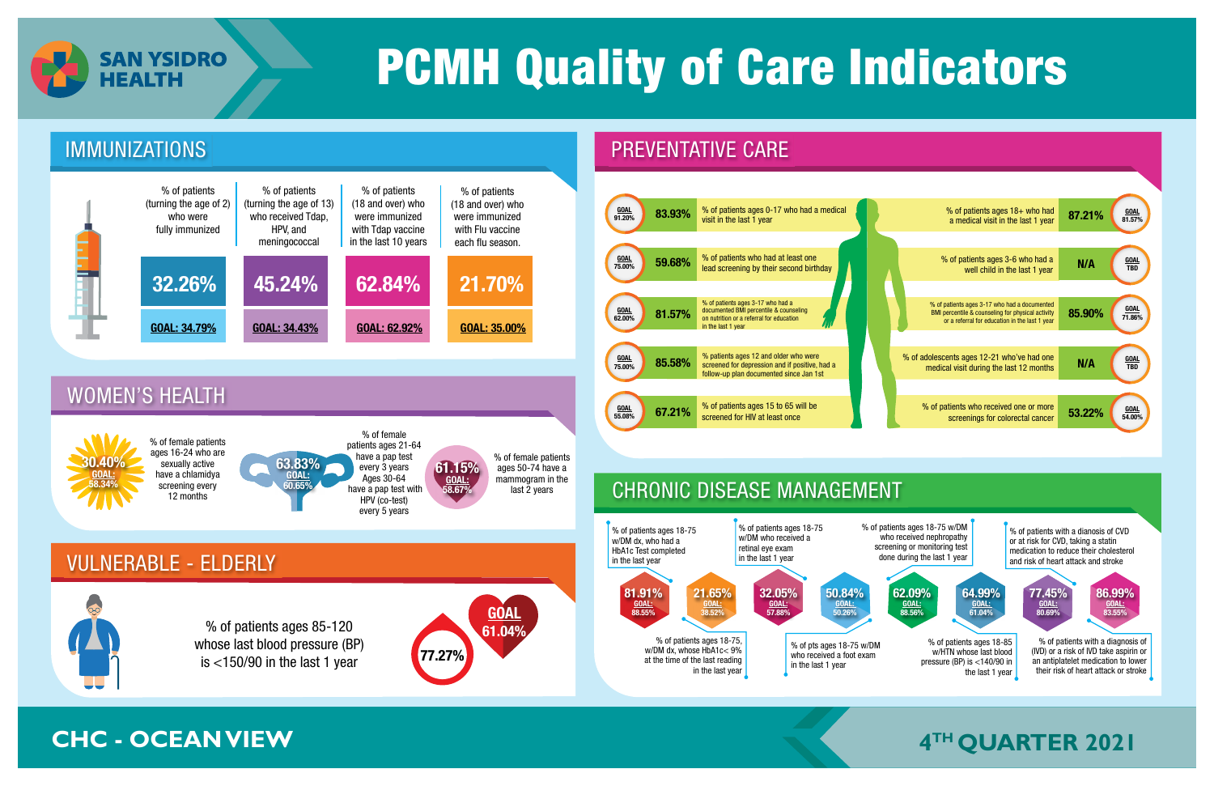# PCMH Quality of Care Indicators

SAN YSIDRO HEALTH

## IMMUNIZATIONS

| % of patients (turning the age of 2) who were fully immunized | % of patients (turning the age of 13) who received Tdap, HPV, and meningococcal | % of patients (18 and over) who were immunized with Tdap vaccine in the last 10 years | % of patients (18 and over) who were immunized with Flu vaccine each flu season. |
|---|---|---|---|
| 32.26% | 45.24% | 62.84% | 21.70% |
| GOAL: 34.79% | GOAL: 34.43% | GOAL: 62.92% | GOAL: 35.00% |

## WOMEN'S HEALTH

| Indicator | Result | Goal |
|---|---|---|
| % of female patients ages 16-24 who are sexually active have a chlamidya screening every 12 months | 30.40% | 58.34% |
| % of female patients ages 21-64 have a pap test every 3 years Ages 30-64 have a pap test with HPV (co-test) every 5 years | 63.83% | 60.65% |
| % of female patients ages 50-74 have a mammogram in the last 2 years | 61.15% | 58.67% |

## VULNERABLE - ELDERLY

% of patients ages 85-120 whose last blood pressure (BP) is <150/90 in the last 1 year

77.27%

GOAL 61.04%

## PREVENTATIVE CARE

| Indicator | Result | Goal |
|---|---|---|
| % of patients ages 0-17 who had a medical visit in the last 1 year | 83.93% | 91.20% |
| % of patients who had at least one lead screening by their second birthday | 59.68% | 75.00% |
| % of patients ages 3-17 who had a documented BMI percentile & counseling on nutrition or a referral for education in the last 1 year | 81.57% | 62.00% |
| % patients ages 12 and older who were screened for depression and if positive, had a follow-up plan documented since Jan 1st | 85.58% | 75.00% |
| % of patients ages 15 to 65 will be screened for HIV at least once | 67.21% | 55.08% |
| % of patients ages 18+ who had a medical visit in the last 1 year | 87.21% | 81.57% |
| % of patients ages 3-6 who had a well child in the last 1 year | N/A | TBD |
| % of patients ages 3-17 who had a documented BMI percentile & counseling for physical activity or a referral for education in the last 1 year | 85.90% | 71.86% |
| % of adolescents ages 12-21 who've had one medical visit during the last 12 months | N/A | TBD |
| % of patients who received one or more screenings for colorectal cancer | 53.22% | 54.00% |

## CHRONIC DISEASE MANAGEMENT

| Indicator | Result | Goal |
|---|---|---|
| % of patients ages 18-75 w/DM dx, who had a HbA1c Test completed in the last year | 81.91% | 88.55% |
| % of patients ages 18-75, w/DM dx, whose HbA1c< 9% at the time of the last reading in the last year | 21.65% | 38.52% |
| % of patients ages 18-75 w/DM who received a retinal eye exam in the last 1 year | 32.05% | 57.88% |
| % of pts ages 18-75 w/DM who received a foot exam in the last 1 year | 50.84% | 50.26% |
| % of patients ages 18-75 w/DM who received nephropathy screening or monitoring test done during the last 1 year | 62.09% | 88.56% |
| % of patients ages 18-85 w/HTN whose last blood pressure (BP) is <140/90 in the last 1 year | 64.99% | 61.04% |
| % of patients with a dianosis of CVD or at risk for CVD, taking a statin medication to reduce their cholesterol and risk of heart attack and stroke | 77.45% | 80.69% |
| % of patients with a diagnosis of (IVD) or a risk of IVD take aspirin or an antiplatelet medication to lower their risk of heart attack or stroke | 86.99% | 83.55% |

**CHC - OCEAN VIEW**

**4TH QUARTER 2021**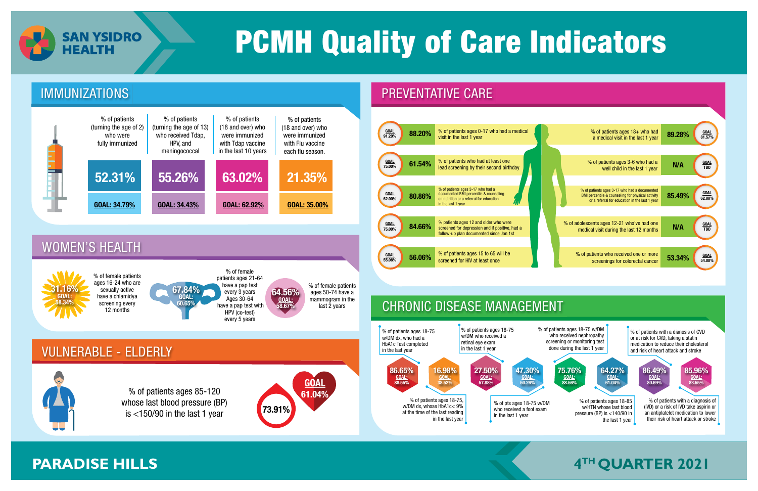# SAN YSIDRO HEALTH

# PCMH Quality of Care Indicators

## IMMUNIZATIONS

| Indicator | Result | Goal |
|---|---|---|
| % of patients (turning the age of 2) who were fully immunized | 52.31% | GOAL: 34.79% |
| % of patients (turning the age of 13) who received Tdap, HPV, and meningococcal | 55.26% | GOAL: 34.43% |
| % of patients (18 and over) who were immunized with Tdap vaccine in the last 10 years | 63.02% | GOAL: 62.92% |
| % of patients (18 and over) who were immunized with Flu vaccine each flu season. | 21.35% | GOAL: 35.00% |

## WOMEN'S HEALTH

| Indicator | Result | Goal |
|---|---|---|
| % of female patients ages 16-24 who are sexually active have a chlamidya screening every 12 months | 31.16% | GOAL: 58.34% |
| % of female patients ages 21-64 have a pap test every 3 years Ages 30-64 have a pap test with HPV (co-test) every 5 years | 67.84% | GOAL: 60.65% |
| % of female patients ages 50-74 have a mammogram in the last 2 years | 64.56% | GOAL: 58.67% |

## VULNERABLE - ELDERLY

| Indicator | Result | Goal |
|---|---|---|
| % of patients ages 85-120 whose last blood pressure (BP) is <150/90 in the last 1 year | 73.91% | GOAL 61.04% |

## PREVENTATIVE CARE

| Indicator | Result | Goal |
|---|---|---|
| % of patients ages 0-17 who had a medical visit in the last 1 year | 88.20% | GOAL 91.20% |
| % of patients who had at least one lead screening by their second birthday | 61.54% | GOAL 75.00% |
| % of patients ages 3-17 who had a documented BMI percentile & counseling on nutrition or a referral for education in the last 1 year | 80.86% | GOAL 62.00% |
| % patients ages 12 and older who were screened for depression and if positive, had a follow-up plan documented since Jan 1st | 84.66% | GOAL 75.00% |
| % of patients ages 15 to 65 will be screened for HIV at least once | 56.06% | GOAL 55.08% |
| % of patients ages 18+ who had a medical visit in the last 1 year | 89.28% | GOAL 81.57% |
| % of patients ages 3-6 who had a well child in the last 1 year | N/A | GOAL TBD |
| % of patients ages 3-17 who had a documented BMI percentile & counseling for physical activity or a referral for education in the last 1 year | 85.49% | GOAL 62.00% |
| % of adolescents ages 12-21 who've had one medical visit during the last 12 months | N/A | GOAL TBD |
| % of patients who received one or more screenings for colorectal cancer | 53.34% | GOAL 54.00% |

## CHRONIC DISEASE MANAGEMENT

| Indicator | Result | Goal |
|---|---|---|
| % of patients ages 18-75 w/DM dx, who had a HbA1c Test completed in the last year | 86.65% | GOAL: 88.55% |
| % of patients ages 18-75, w/DM dx, whose HbA1c< 9% at the time of the last reading in the last year | 16.98% | GOAL: 38.52% |
| % of patients ages 18-75 w/DM who received a retinal eye exam in the last 1 year | 27.50% | GOAL: 57.88% |
| % of pts ages 18-75 W/DM who received a foot exam in the last 1 year | 47.30% | GOAL: 50.26% |
| % of patients ages 18-75 w/DM who received nephropathy screening or monitoring test done during the last 1 year | 75.76% | GOAL: 88.56% |
| % of patients ages 18-85 w/HTN whose last blood pressure (BP) is <140/90 in the last 1 year | 64.27% | GOAL: 61.04% |
| % of patients with a dianosis of CVD or at risk for CVD, taking a statin medication to reduce their cholesterol and risk of heart attack and stroke | 86.49% | GOAL: 80.69% |
| % of patients with a diagnosis of (IVD) or a risk of IVD take aspirin or an antiplatelet medication to lower their risk of heart attack or stroke | 85.96% | GOAL: 83.55% |

**PARADISE HILLS**

**4TH QUARTER 2021**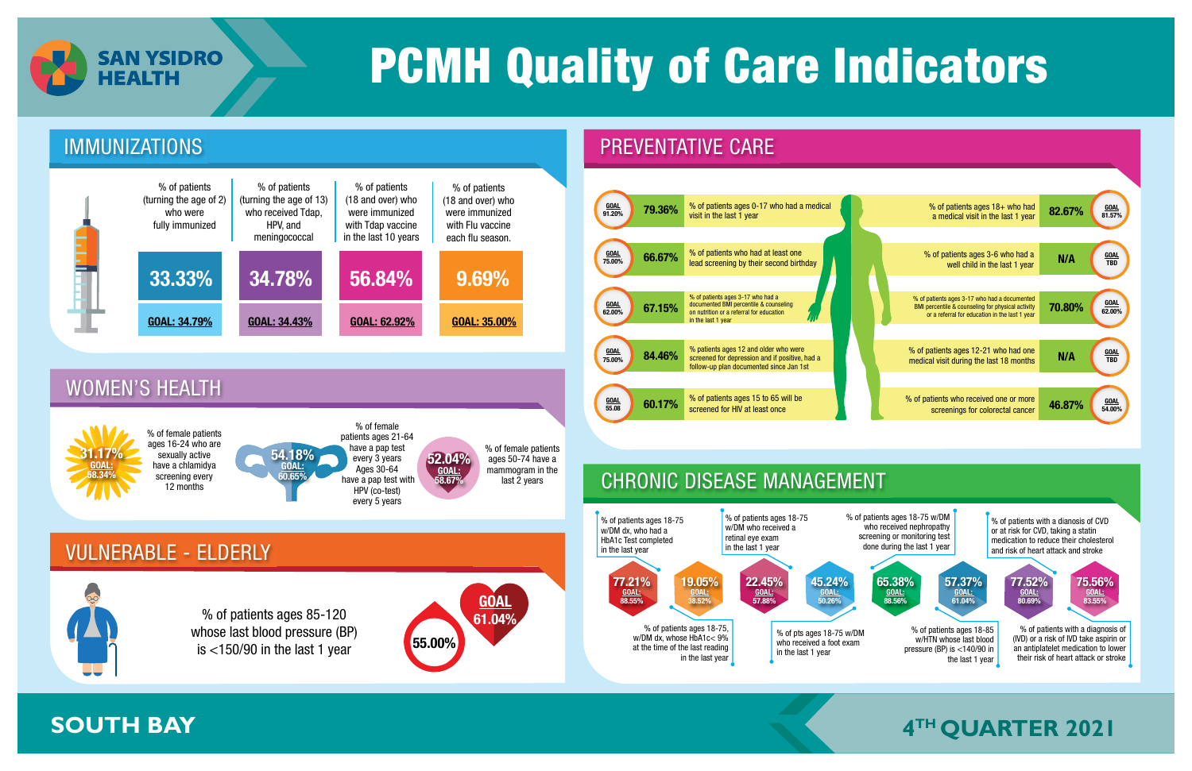SAN YSIDRO HEALTH

# PCMH Quality of Care Indicators

## IMMUNIZATIONS

| % of patients (turning the age of 2) who were fully immunized | % of patients (turning the age of 13) who received Tdap, HPV, and meningococcal | % of patients (18 and over) who were immunized with Tdap vaccine in the last 10 years | % of patients (18 and over) who were immunized with Flu vaccine each flu season. |
|---|---|---|---|
| 33.33% | 34.78% | 56.84% | 9.69% |
| GOAL: 34.79% | GOAL: 34.43% | GOAL: 62.92% | GOAL: 35.00% |

## WOMEN'S HEALTH

- 31.17% (GOAL: 58.34%) — % of female patients ages 16-24 who are sexually active have a chlamidya screening every 12 months
- 54.18% (GOAL: 60.65%) — % of female patients ages 21-64 have a pap test every 3 years Ages 30-64 have a pap test with HPV (co-test) every 5 years
- 52.04% (GOAL: 58.67%) — % of female patients ages 50-74 have a mammogram in the last 2 years

## VULNERABLE - ELDERLY

- 55.00% (GOAL 61.04%) — % of patients ages 85-120 whose last blood pressure (BP) is <150/90 in the last 1 year

## PREVENTATIVE CARE

| Goal | Result | Indicator |
|---|---|---|
| 91.20% | 79.36% | % of patients ages 0-17 who had a medical visit in the last 1 year |
| 75.00% | 66.67% | % of patients who had at least one lead screening by their second birthday |
| 62.00% | 67.15% | % of patients ages 3-17 who had a documented BMI percentile & counseling on nutrition or a referral for education in the last 1 year |
| 75.00% | 84.46% | % patients ages 12 and older who were screened for depression and if positive, had a follow-up plan documented since Jan 1st |
| 55.08 | 60.17% | % of patients ages 15 to 65 will be screened for HIV at least once |
| 81.57% | 82.67% | % of patients ages 18+ who had a medical visit in the last 1 year |
| TBD | N/A | % of patients ages 3-6 who had a well child in the last 1 year |
| 62.00% | 70.80% | % of patients ages 3-17 who had a documented BMI percentile & counseling for physical activity or a referral for education in the last 1 year |
| TBD | N/A | % of patients ages 12-21 who had one medical visit during the last 18 months |
| 54.00% | 46.87% | % of patients who received one or more screenings for colorectal cancer |

## CHRONIC DISEASE MANAGEMENT

| Indicator | Result | Goal |
|---|---|---|
| % of patients ages 18-75 w/DM dx, who had a HbA1c Test completed in the last year | 77.21% | 88.55% |
| % of patients ages 18-75, w/DM dx, whose HbA1c< 9% at the time of the last reading in the last year | 19.05% | 38.52% |
| % of patients ages 18-75 w/DM who received a retinal eye exam in the last 1 year | 22.45% | 57.88% |
| % of pts ages 18-75 w/DM who received a foot exam in the last 1 year | 45.24% | 50.26% |
| % of patients ages 18-75 w/DM who received nephropathy screening or monitoring test done during the last 1 year | 65.38% | 88.56% |
| % of patients ages 18-85 w/HTN whose last blood pressure (BP) is <140/90 in the last 1 year | 57.37% | 61.04% |
| % of patients with a dianosis of CVD or at risk for CVD, taking a statin medication to reduce their cholesterol and risk of heart attack and stroke | 77.52% | 80.69% |
| % of patients with a diagnosis of (IVD) or a risk of IVD take aspirin or an antiplatelet medication to lower their risk of heart attack or stroke | 75.56% | 83.55% |

SOUTH BAY

4TH QUARTER 2021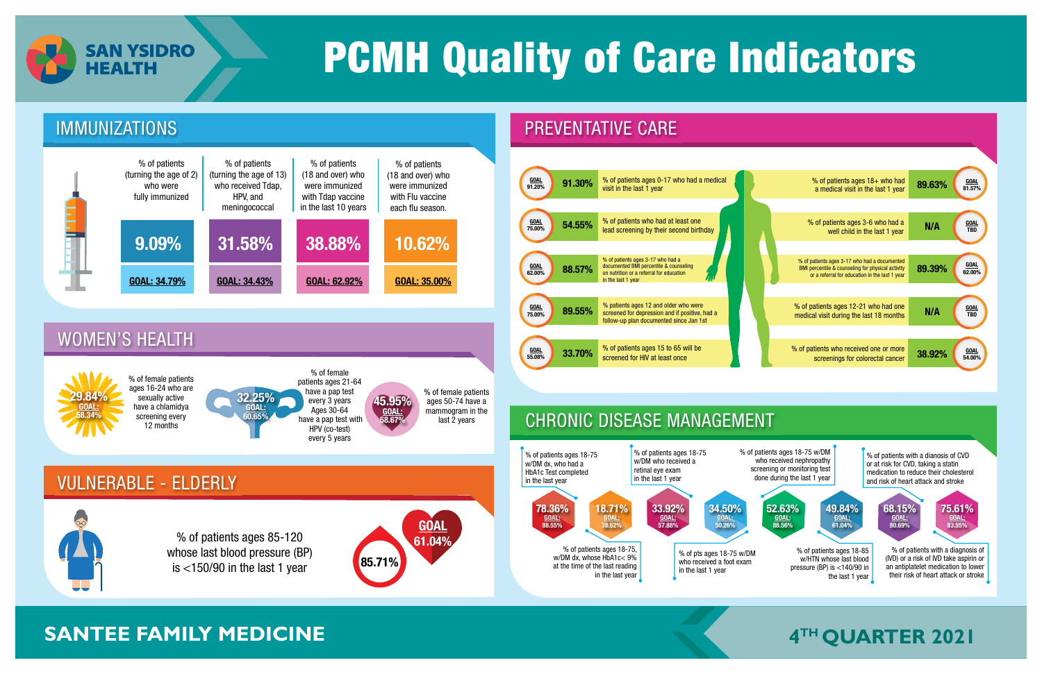# SAN YSIDRO HEALTH

# PCMH Quality of Care Indicators

## IMMUNIZATIONS

| Indicator | Result | Goal |
|---|---|---|
| % of patients (turning the age of 2) who were fully immunized | 9.09% | GOAL: 34.79% |
| % of patients (turning the age of 13) who received Tdap, HPV, and meningococcal | 31.58% | GOAL: 34.43% |
| % of patients (18 and over) who were immunized with Tdap vaccine in the last 10 years | 38.88% | GOAL: 62.92% |
| % of patients (18 and over) who were immunized with Flu vaccine each flu season. | 10.62% | GOAL: 35.00% |

## WOMEN'S HEALTH

| Indicator | Result | Goal |
|---|---|---|
| % of female patients ages 16-24 who are sexually active have a chlamidya screening every 12 months | 29.84% | GOAL: 58.34% |
| % of female patients ages 21-64 have a pap test every 3 years Ages 30-64 have a pap test with HPV (co-test) every 5 years | 32.25% | GOAL: 60.65% |
| % of female patients ages 50-74 have a mammogram in the last 2 years | 45.95% | GOAL: 58.67% |

## VULNERABLE - ELDERLY

| Indicator | Result | Goal |
|---|---|---|
| % of patients ages 85-120 whose last blood pressure (BP) is <150/90 in the last 1 year | 85.71% | GOAL 61.04% |

## PREVENTATIVE CARE

| Indicator | Result | Goal |
|---|---|---|
| % of patients ages 0-17 who had a medical visit in the last 1 year | 91.30% | GOAL 91.20% |
| % of patients who had at least one lead screening by their second birthday | 54.55% | GOAL 75.00% |
| % of patients ages 3-17 who had a documented BMI percentile & counseling on nutrition or a referral for education in the last 1 year | 88.57% | GOAL 62.00% |
| % patients ages 12 and older who were screened for depression and if positive, had a follow-up plan documented since Jan 1st | 89.55% | GOAL 75.00% |
| % of patients ages 15 to 65 will be screened for HIV at least once | 33.70% | GOAL 55.08% |
| % of patients ages 18+ who had a medical visit in the last 1 year | 89.63% | GOAL 81.57% |
| % of patients ages 3-6 who had a well child in the last 1 year | N/A | GOAL TBD |
| % of patients ages 3-17 who had a documented BMI percentile & counseling for physical activity or a referral for education in the last 1 year | 89.39% | GOAL 62.00% |
| % of patients ages 12-21 who had one medical visit during the last 18 months | N/A | GOAL TBD |
| % of patients who received one or more screenings for colorectal cancer | 38.92% | GOAL 54.00% |

## CHRONIC DISEASE MANAGEMENT

| Indicator | Result | Goal |
|---|---|---|
| % of patients ages 18-75 w/DM dx, who had a HbA1c Test completed in the last year | 78.36% | GOAL: 88.55% |
| % of patients ages 18-75, w/DM dx, whose HbA1c< 9% at the time of the last reading in the last year | 18.71% | GOAL: 38.52% |
| % of patients ages 18-75 w/DM who received a retinal eye exam in the last 1 year | 33.92% | GOAL: 57.88% |
| % of pts ages 18-75 w/DM who received a foot exam in the last 1 year | 34.50% | GOAL: 50.26% |
| % of patients ages 18-75 w/DM who received nephropathy screening or monitoring test done during the last 1 year | 52.63% | GOAL: 88.56% |
| % of patients ages 18-85 w/HTN whose last blood pressure (BP) is <140/90 in the last 1 year | 49.84% | GOAL: 61.04% |
| % of patients with a dianosis of CVD or at risk for CVD, taking a statin medication to reduce their cholesterol and risk of heart attack and stroke | 68.15% | GOAL: 80.69% |
| % of patients with a diagnosis of (IVD) or a risk of IVD take aspirin or an antiplatelet medication to lower their risk of heart attack or stroke | 75.61% | GOAL: 83.55% |

**SANTEE FAMILY MEDICINE**

**4TH QUARTER 2021**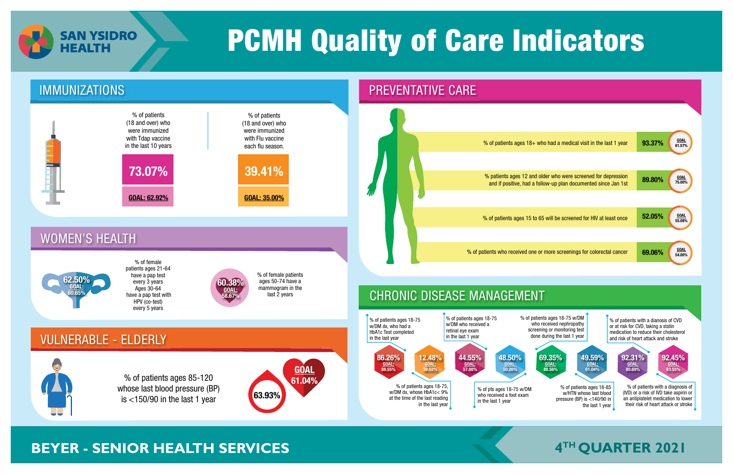# SAN YSIDRO HEALTH

# PCMH Quality of Care Indicators

## IMMUNIZATIONS

| Indicator | Result | Goal |
|---|---|---|
| % of patients (18 and over) who were immunized with Tdap vaccine in the last 10 years | 73.07% | GOAL: 62.92% |
| % of patients (18 and over) who were immunized with Flu vaccine each flu season. | 39.41% | GOAL: 35.00% |

## PREVENTATIVE CARE

| Indicator | Result | Goal |
|---|---|---|
| % of patients ages 18+ who had a medical visit in the last 1 year | 93.37% | GOAL 81.57% |
| % patients ages 12 and older who were screened for depression and if positive, had a follow-up plan documented since Jan 1st | 89.80% | GOAL 75.00% |
| % of patients ages 15 to 65 will be screened for HIV at least once | 52.05% | GOAL 55.08% |
| % of patients who received one or more screenings for colorectal cancer | 69.06% | GOAL 54.00% |

## WOMEN'S HEALTH

| Indicator | Result | Goal |
|---|---|---|
| % of female patients ages 21-64 have a pap test every 3 years Ages 30-64 have a pap test with HPV (co-test) every 5 years | 62.50% | GOAL: 60.65% |
| % of female patients ages 50-74 have a mammogram in the last 2 years | 60.38% | GOAL: 58.67% |

## VULNERABLE - ELDERLY

| Indicator | Result | Goal |
|---|---|---|
| % of patients ages 85-120 whose last blood pressure (BP) is <150/90 in the last 1 year | 63.93% | GOAL 61.04% |

## CHRONIC DISEASE MANAGEMENT

| Indicator | Result | Goal |
|---|---|---|
| % of patients ages 18-75 w/DM dx, who had a HbA1c Test completed in the last year | 86.26% | GOAL: 88.55% |
| % of patients ages 18-75, w/DM dx, whose HbA1c< 9% at the time of the last reading in the last year | 12.48% | GOAL: 38.52% |
| % of patients ages 18-75 w/DM who received a retinal eye exam in the last 1 year | 44.55% | GOAL: 57.88% |
| % of pts ages 18-75 w/DM who received a foot exam in the last 1 year | 48.50% | GOAL: 50.26% |
| % of patients ages 18-75 w/DM who received nephropathy screening or monitoring test done during the last 1 year | 69.35% | GOAL: 88.56% |
| % of patients ages 18-85 w/HTN whose last blood pressure (BP) is <140/90 in the last 1 year | 49.59% | GOAL: 61.04% |
| % of patients with a dianosis of CVD or at risk for CVD, taking a statin medication to reduce their cholesterol and risk of heart attack and stroke | 92.31% | GOAL: 80.69% |
| % of patients with a diagnosis of (IVD) or a risk of IVD take aspirin or an antiplatelet medication to lower their risk of heart attack or stroke | 92.45% | GOAL: 83.55% |

**BEYER - SENIOR HEALTH SERVICES**

**4TH QUARTER 2021**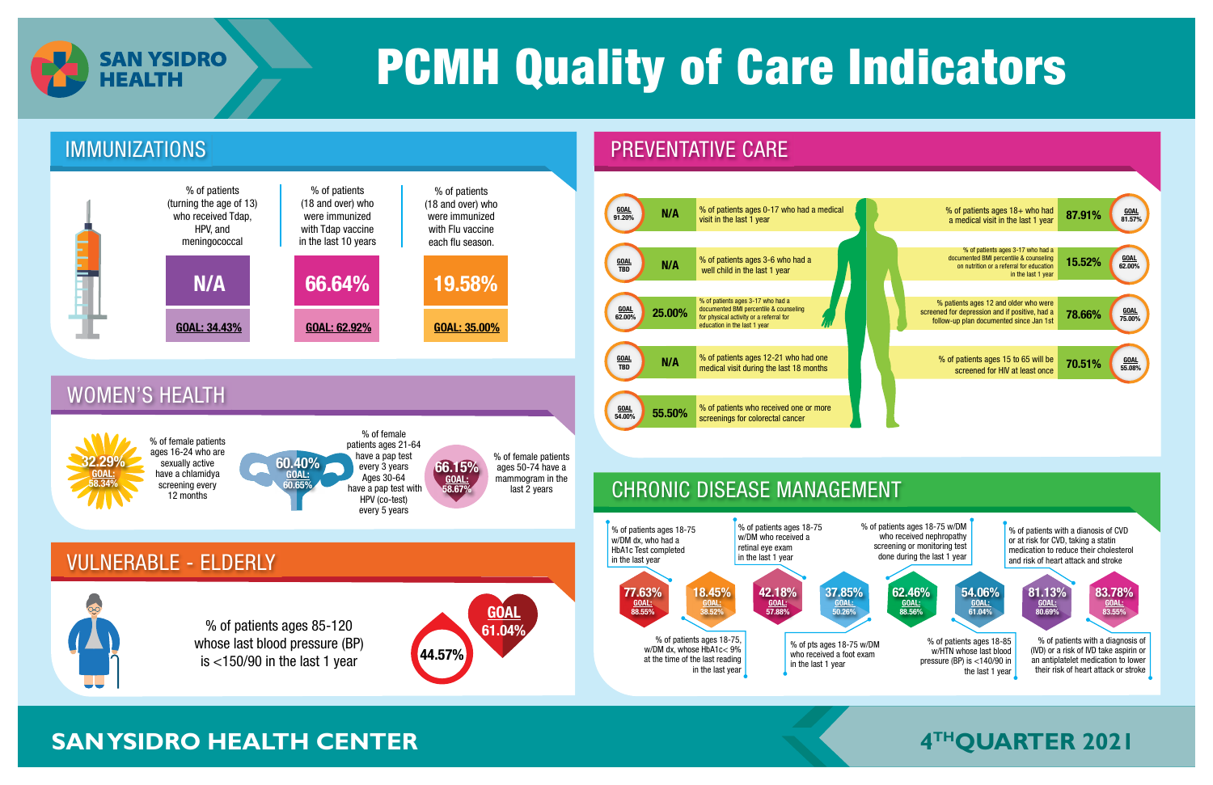# SAN YSIDRO HEALTH

# PCMH Quality of Care Indicators

## IMMUNIZATIONS

| % of patients (turning the age of 13) who received Tdap, HPV, and meningococcal | % of patients (18 and over) who were immunized with Tdap vaccine in the last 10 years | % of patients (18 and over) who were immunized with Flu vaccine each flu season. |
|---|---|---|
| N/A | 66.64% | 19.58% |
| GOAL: 34.43% | GOAL: 62.92% | GOAL: 35.00% |

## WOMEN'S HEALTH

- **32.29%** (GOAL: 58.34%) — % of female patients ages 16-24 who are sexually active have a chlamidya screening every 12 months
- **60.40%** (GOAL: 60.65%) — % of female patients ages 21-64 have a pap test every 3 years Ages 30-64 have a pap test with HPV (co-test) every 5 years
- **66.15%** (GOAL: 58.67%) — % of female patients ages 50-74 have a mammogram in the last 2 years

## VULNERABLE - ELDERLY

% of patients ages 85-120 whose last blood pressure (BP) is <150/90 in the last 1 year

**44.57%** — GOAL 61.04%

## PREVENTATIVE CARE

| Goal | Result | Indicator |
|---|---|---|
| GOAL 91.20% | N/A | % of patients ages 0-17 who had a medical visit in the last 1 year |
| GOAL TBD | N/A | % of patients ages 3-6 who had a well child in the last 1 year |
| GOAL 62.00% | 25.00% | % of patients ages 3-17 who had a documented BMI percentile & counseling for physical activity or a referral for education in the last 1 year |
| GOAL TBD | N/A | % of patients ages 12-21 who had one medical visit during the last 18 months |
| GOAL 54.00% | 55.50% | % of patients who received one or more screenings for colorectal cancer |
| GOAL 81.57% | 87.91% | % of patients ages 18+ who had a medical visit in the last 1 year |
| GOAL 62.00% | 15.52% | % of patients ages 3-17 who had a documented BMI percentile & counseling on nutrition or a referral for education in the last 1 year |
| GOAL 75.00% | 78.66% | % patients ages 12 and older who were screened for depression and if positive, had a follow-up plan documented since Jan 1st |
| GOAL 55.08% | 70.51% | % of patients ages 15 to 65 will be screened for HIV at least once |

## CHRONIC DISEASE MANAGEMENT

| Result | Goal | Indicator |
|---|---|---|
| 77.63% | GOAL: 88.55% | % of patients ages 18-75 w/DM dx, who had a HbA1c Test completed in the last year |
| 18.45% | GOAL: 38.52% | % of patients ages 18-75, w/DM dx, whose HbA1c< 9% at the time of the last reading in the last year |
| 42.18% | GOAL: 57.88% | % of patients ages 18-75 w/DM who received a retinal eye exam in the last 1 year |
| 37.85% | GOAL: 50.26% | % of pts ages 18-75 w/DM who received a foot exam in the last 1 year |
| 62.46% | GOAL: 88.56% | % of patients ages 18-75 w/DM who received nephropathy screening or monitoring test done during the last 1 year |
| 54.06% | GOAL: 61.04% | % of patients ages 18-85 w/HTN whose last blood pressure (BP) is <140/90 in the last 1 year |
| 81.13% | GOAL: 80.69% | % of patients with a dianosis of CVD or at risk for CVD, taking a statin medication to reduce their cholesterol and risk of heart attack and stroke |
| 83.78% | GOAL: 83.55% | % of patients with a diagnosis of (IVD) or a risk of IVD take aspirin or an antiplatelet medication to lower their risk of heart attack or stroke |

SAN YSIDRO HEALTH CENTER

4TH QUARTER 2021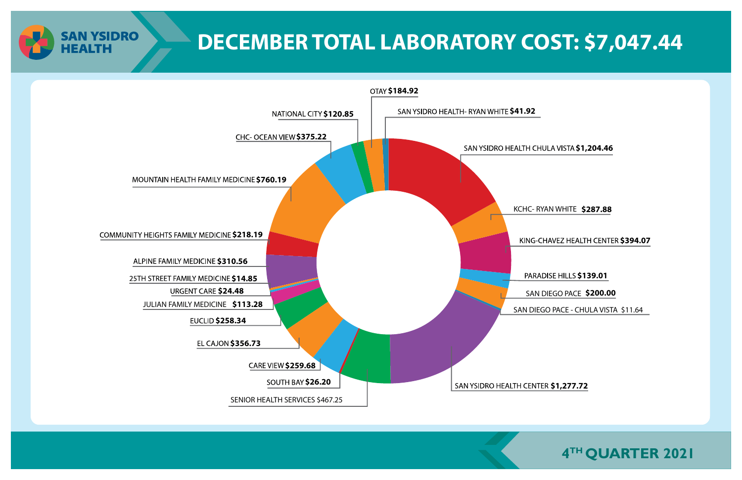# DECEMBER TOTAL LABORATORY COST: $7,047.44

SAN YSIDRO HEALTH

| Site | Cost |
|---|---|
| SAN YSIDRO HEALTH CHULA VISTA | $1,204.46 |
| KCHC- RYAN WHITE | $287.88 |
| KING-CHAVEZ HEALTH CENTER | $394.07 |
| PARADISE HILLS | $139.01 |
| SAN DIEGO PACE | $200.00 |
| SAN DIEGO PACE - CHULA VISTA | $11.64 |
| SAN YSIDRO HEALTH CENTER | $1,277.72 |
| SENIOR HEALTH SERVICES | $467.25 |
| SOUTH BAY | $26.20 |
| CARE VIEW | $259.68 |
| EL CAJON | $356.73 |
| EUCLID | $258.34 |
| JULIAN FAMILY MEDICINE | $113.28 |
| URGENT CARE | $24.48 |
| 25TH STREET FAMILY MEDICINE | $14.85 |
| ALPINE FAMILY MEDICINE | $310.56 |
| COMMUNITY HEIGHTS FAMILY MEDICINE | $218.19 |
| MOUNTAIN HEALTH FAMILY MEDICINE | $760.19 |
| CHC- OCEAN VIEW | $375.22 |
| NATIONAL CITY | $120.85 |
| OTAY | $184.92 |
| SAN YSIDRO HEALTH- RYAN WHITE | $41.92 |

4TH QUARTER 2021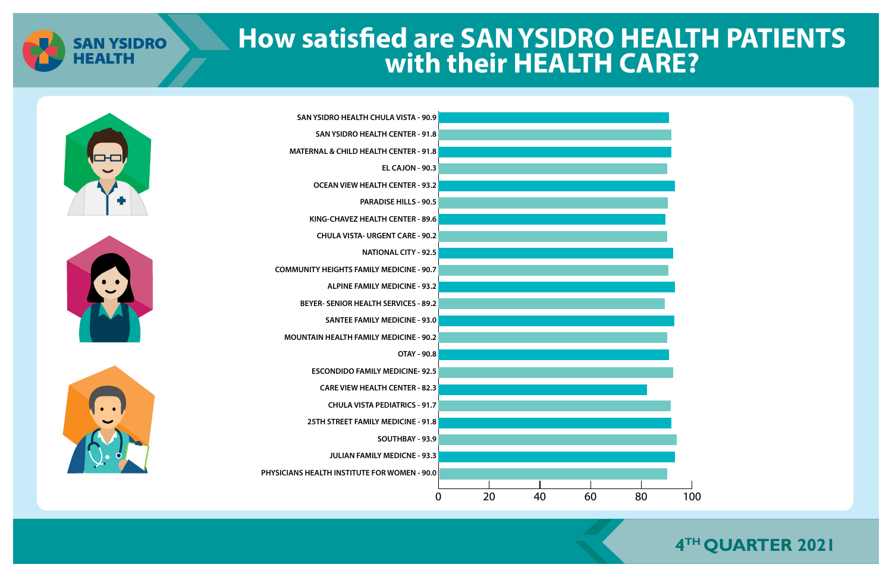SAN YSIDRO HEALTH

# How satisfied are SAN YSIDRO HEALTH PATIENTS with their HEALTH CARE?

SAN YSIDRO HEALTH CHULA VISTA - 90.9
SAN YSIDRO HEALTH CENTER - 91.8
MATERNAL & CHILD HEALTH CENTER - 91.8
EL CAJON - 90.3
OCEAN VIEW HEALTH CENTER - 93.2
PARADISE HILLS - 90.5
KING-CHAVEZ HEALTH CENTER - 89.6
CHULA VISTA- URGENT CARE - 90.2
NATIONAL CITY - 92.5
COMMUNITY HEIGHTS FAMILY MEDICINE - 90.7
ALPINE FAMILY MEDICINE - 93.2
BEYER- SENIOR HEALTH SERVICES - 89.2
SANTEE FAMILY MEDICINE - 93.0
MOUNTAIN HEALTH FAMILY MEDICINE - 90.2
OTAY - 90.8
ESCONDIDO FAMILY MEDICINE- 92.5
CARE VIEW HEALTH CENTER - 82.3
CHULA VISTA PEDIATRICS - 91.7
25TH STREET FAMILY MEDICINE - 91.8
SOUTHBAY - 93.9
JULIAN FAMILY MEDICNE - 93.3
PHYSICIANS HEALTH INSTITUTE FOR WOMEN - 90.0

0 20 40 60 80 100

4TH QUARTER 2021